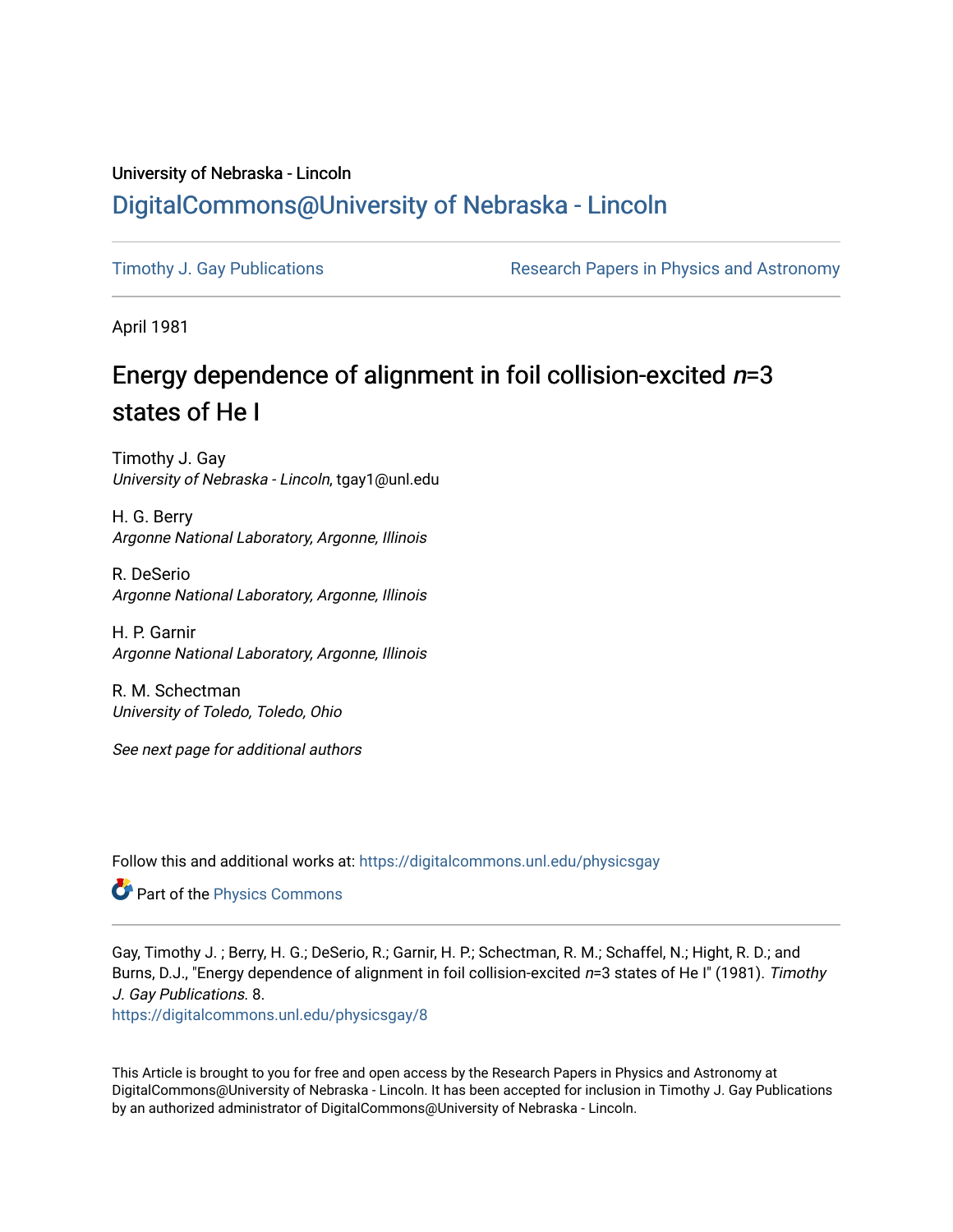University of Nebraska - Lincoln

# DigitalCommons@University of Nebraska - Lincoln

Timothy J. Gay Publications

Research Papers in Physics and Astronomy

April 1981

## Energy dependence of alignment in foil collision-excited *n*=3 states of He I

Timothy J. Gay
*University of Nebraska - Lincoln*, tgay1@unl.edu

H. G. Berry
*Argonne National Laboratory, Argonne, Illinois*

R. DeSerio
*Argonne National Laboratory, Argonne, Illinois*

H. P. Garnir
*Argonne National Laboratory, Argonne, Illinois*

R. M. Schectman
*University of Toledo, Toledo, Ohio*

*See next page for additional authors*

Follow this and additional works at: https://digitalcommons.unl.edu/physicsgay

Part of the Physics Commons

Gay, Timothy J. ; Berry, H. G.; DeSerio, R.; Garnir, H. P.; Schectman, R. M.; Schaffel, N.; Hight, R. D.; and Burns, D.J., "Energy dependence of alignment in foil collision-excited *n*=3 states of He I" (1981). *Timothy J. Gay Publications*. 8.
https://digitalcommons.unl.edu/physicsgay/8

This Article is brought to you for free and open access by the Research Papers in Physics and Astronomy at DigitalCommons@University of Nebraska - Lincoln. It has been accepted for inclusion in Timothy J. Gay Publications by an authorized administrator of DigitalCommons@University of Nebraska - Lincoln.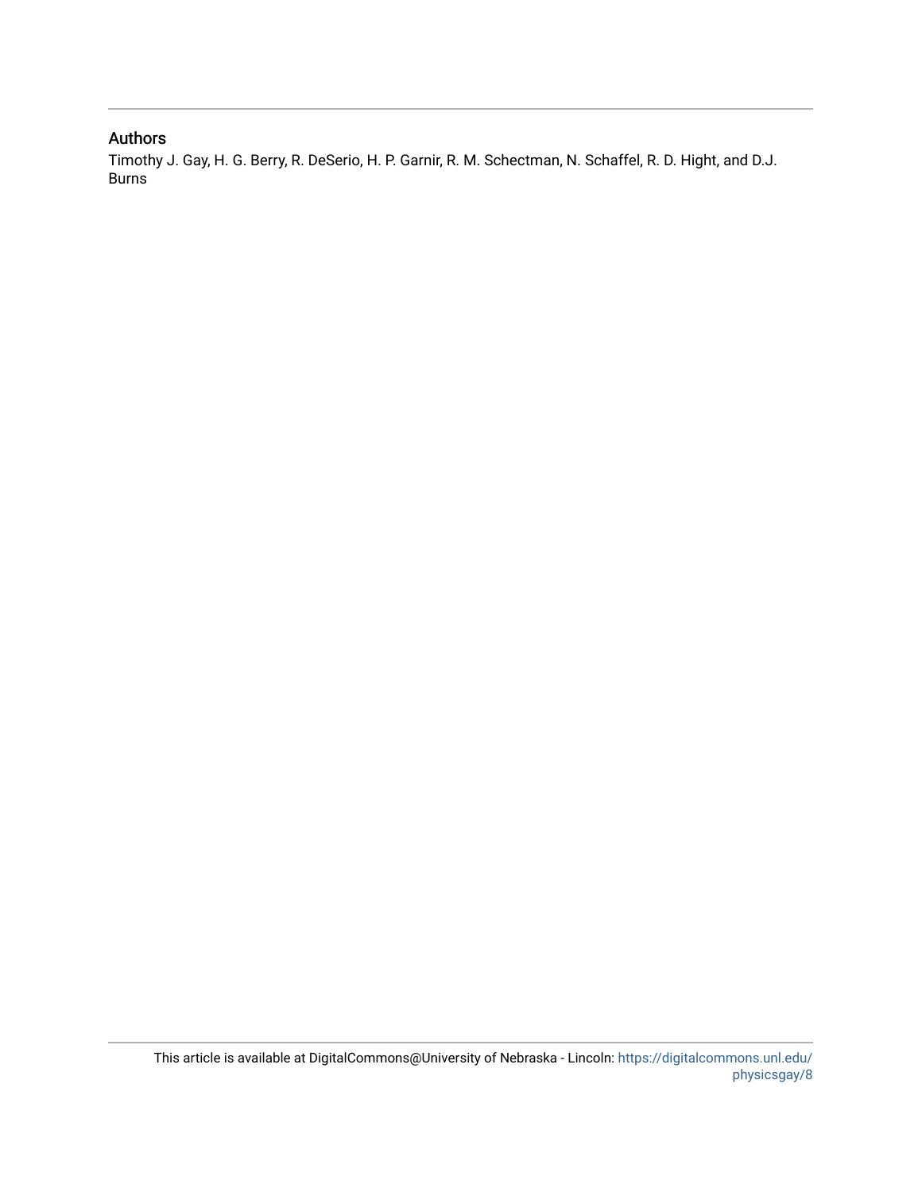## Authors

Timothy J. Gay, H. G. Berry, R. DeSerio, H. P. Garnir, R. M. Schectman, N. Schaffel, R. D. Hight, and D.J. Burns

This article is available at DigitalCommons@University of Nebraska - Lincoln: https://digitalcommons.unl.edu/physicsgay/8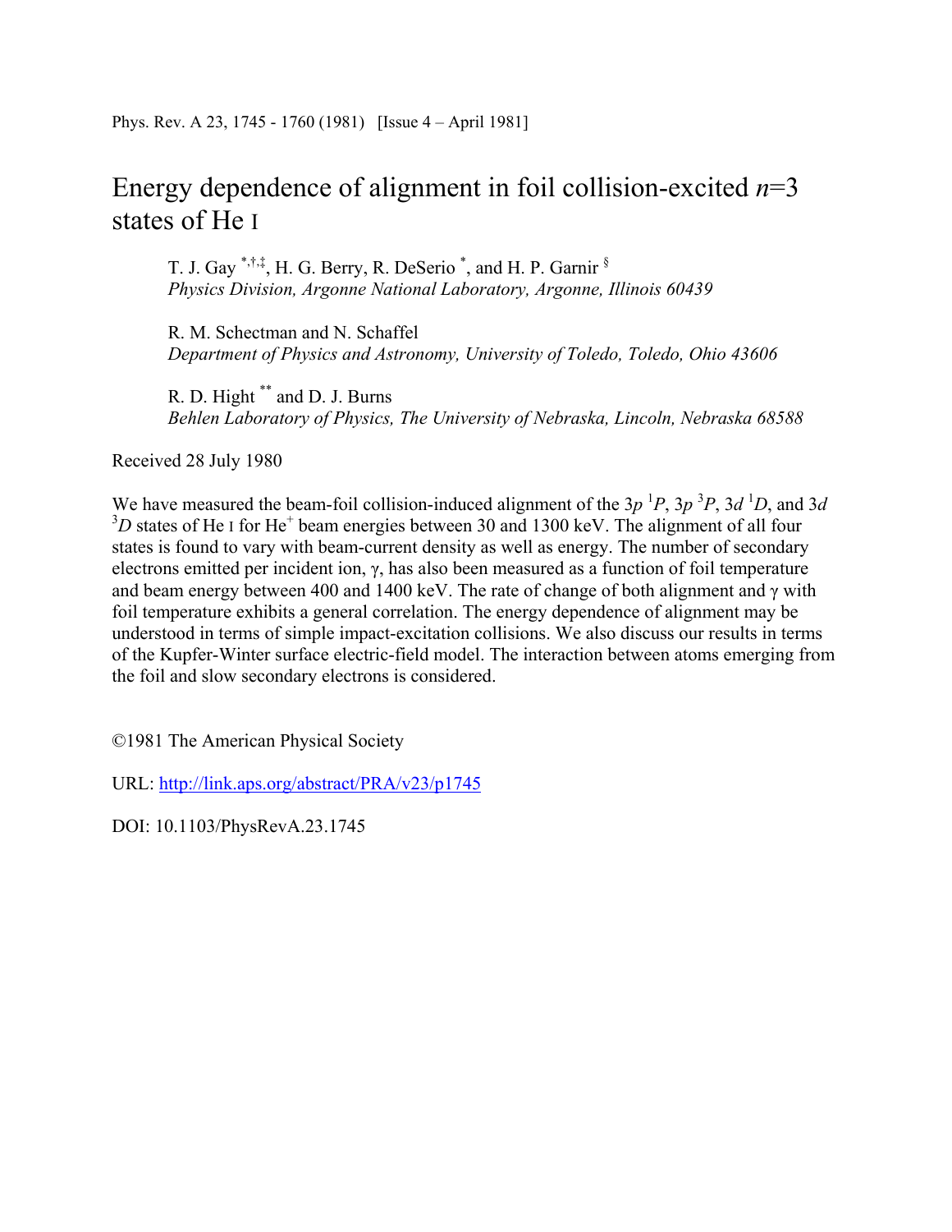Phys. Rev. A 23, 1745 - 1760 (1981) [Issue 4 – April 1981]

# Energy dependence of alignment in foil collision-excited *n*=3 states of He I

T. J. Gay [*,†,‡], H. G. Berry, R. DeSerio [*], and H. P. Garnir [§]
*Physics Division, Argonne National Laboratory, Argonne, Illinois 60439*

R. M. Schectman and N. Schaffel
*Department of Physics and Astronomy, University of Toledo, Toledo, Ohio 43606*

R. D. Hight [**] and D. J. Burns
*Behlen Laboratory of Physics, The University of Nebraska, Lincoln, Nebraska 68588*

Received 28 July 1980

We have measured the beam-foil collision-induced alignment of the $3p\ ^1P$, $3p\ ^3P$, $3d\ ^1D$, and $3d\ ^3D$ states of He I for $He^+$ beam energies between 30 and 1300 keV. The alignment of all four states is found to vary with beam-current density as well as energy. The number of secondary electrons emitted per incident ion, γ, has also been measured as a function of foil temperature and beam energy between 400 and 1400 keV. The rate of change of both alignment and γ with foil temperature exhibits a general correlation. The energy dependence of alignment may be understood in terms of simple impact-excitation collisions. We also discuss our results in terms of the Kupfer-Winter surface electric-field model. The interaction between atoms emerging from the foil and slow secondary electrons is considered.

©1981 The American Physical Society

URL: http://link.aps.org/abstract/PRA/v23/p1745

DOI: 10.1103/PhysRevA.23.1745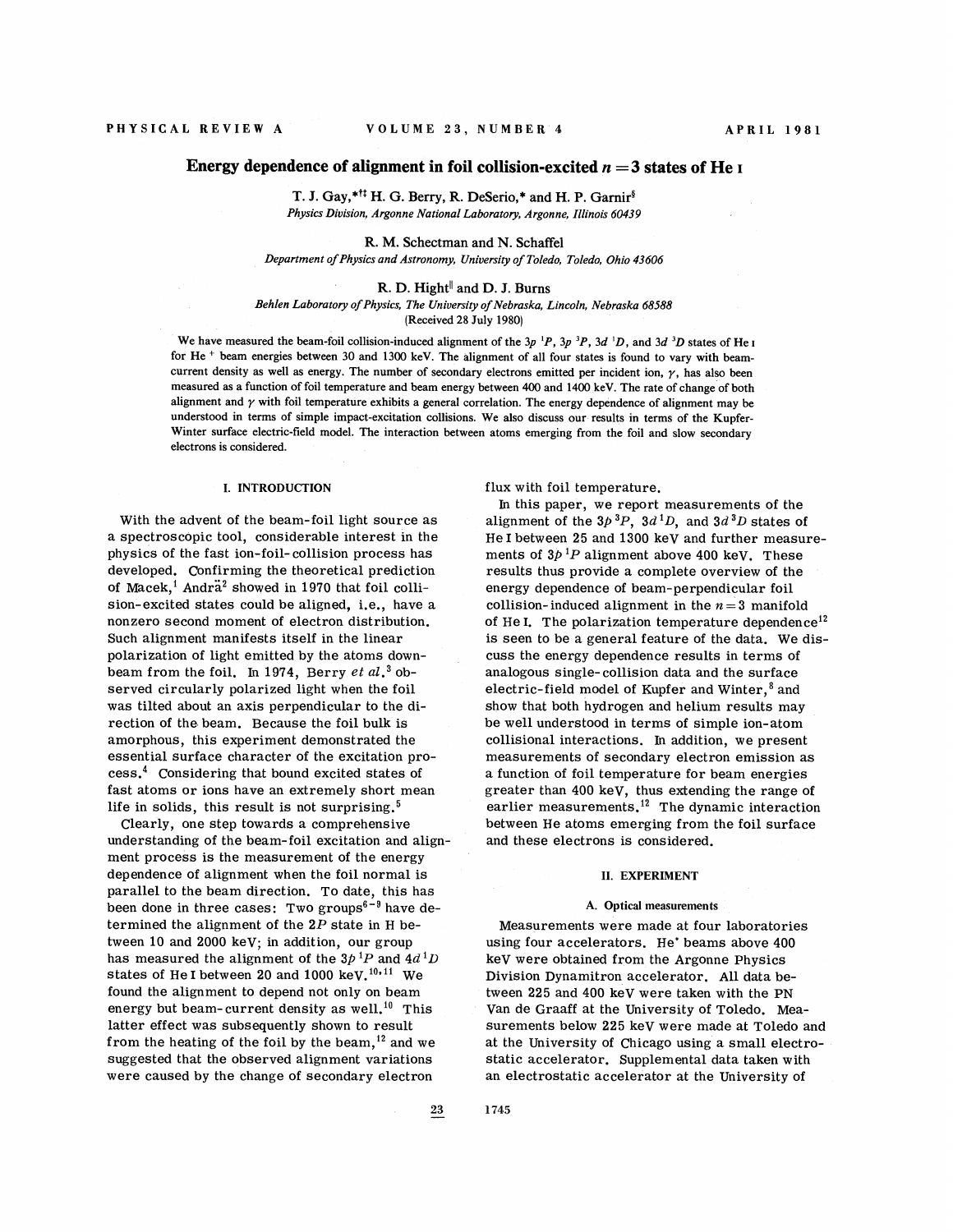# Energy dependence of alignment in foil collision-excited $n = 3$ states of He I

T. J. Gay,[*,†,‡] H. G. Berry, R. DeSerio,[*] and H. P. Garnir[§]

*Physics Division, Argonne National Laboratory, Argonne, Illinois 60439*

R. M. Schectman and N. Schaffel

*Department of Physics and Astronomy, University of Toledo, Toledo, Ohio 43606*

R. D. Hight[‖] and D. J. Burns

*Behlen Laboratory of Physics, The University of Nebraska, Lincoln, Nebraska 68588*

(Received 28 July 1980)

We have measured the beam-foil collision-induced alignment of the $3p\,^1P$, $3p\,^3P$, $3d\,^1D$, and $3d\,^3D$ states of He I for $He^+$ beam energies between 30 and 1300 keV. The alignment of all four states is found to vary with beam-current density as well as energy. The number of secondary electrons emitted per incident ion, $\gamma$, has also been measured as a function of foil temperature and beam energy between 400 and 1400 keV. The rate of change of both alignment and $\gamma$ with foil temperature exhibits a general correlation. The energy dependence of alignment may be understood in terms of simple impact-excitation collisions. We also discuss our results in terms of the Kupfer-Winter surface electric-field model. The interaction between atoms emerging from the foil and slow secondary electrons is considered.

## I. INTRODUCTION

With the advent of the beam-foil light source as a spectroscopic tool, considerable interest in the physics of the fast ion-foil-collision process has developed. Confirming the theoretical prediction of Macek,[1] Andrä[2] showed in 1970 that foil collision-excited states could be aligned, i.e., have a nonzero second moment of electron distribution. Such alignment manifests itself in the linear polarization of light emitted by the atoms downbeam from the foil. In 1974, Berry *et al.*[3] observed circularly polarized light when the foil was tilted about an axis perpendicular to the direction of the beam. Because the foil bulk is amorphous, this experiment demonstrated the essential surface character of the excitation process.[4] Considering that bound excited states of fast atoms or ions have an extremely short mean life in solids, this result is not surprising.[5]

Clearly, one step towards a comprehensive understanding of the beam-foil excitation and alignment process is the measurement of the energy dependence of alignment when the foil normal is parallel to the beam direction. To date, this has been done in three cases: Two groups[6-9] have determined the alignment of the $2P$ state in H between 10 and 2000 keV; in addition, our group has measured the alignment of the $3p\,^1P$ and $4d\,^1D$ states of He I between 20 and 1000 keV.[10,11] We found the alignment to depend not only on beam energy but beam-current density as well.[10] This latter effect was subsequently shown to result from the heating of the foil by the beam,[12] and we suggested that the observed alignment variations were caused by the change of secondary electron flux with foil temperature.

In this paper, we report measurements of the alignment of the $3p\,^3P$, $3d\,^1D$, and $3d\,^3D$ states of He I between 25 and 1300 keV and further measurements of $3p\,^1P$ alignment above 400 keV. These results thus provide a complete overview of the energy dependence of beam-perpendicular foil collision-induced alignment in the $n = 3$ manifold of He I. The polarization temperature dependence[12] is seen to be a general feature of the data. We discuss the energy dependence results in terms of analogous single-collision data and the surface electric-field model of Kupfer and Winter,[8] and show that both hydrogen and helium results may be well understood in terms of simple ion-atom collisional interactions. In addition, we present measurements of secondary electron emission as a function of foil temperature for beam energies greater than 400 keV, thus extending the range of earlier measurements.[12] The dynamic interaction between He atoms emerging from the foil surface and these electrons is considered.

## II. EXPERIMENT

### A. Optical measurements

Measurements were made at four laboratories using four accelerators. $He^+$ beams above 400 keV were obtained from the Argonne Physics Division Dynamitron accelerator. All data between 225 and 400 keV were taken with the PN Van de Graaff at the University of Toledo. Measurements below 225 keV were made at Toledo and at the University of Chicago using a small electrostatic accelerator. Supplemental data taken with an electrostatic accelerator at the University of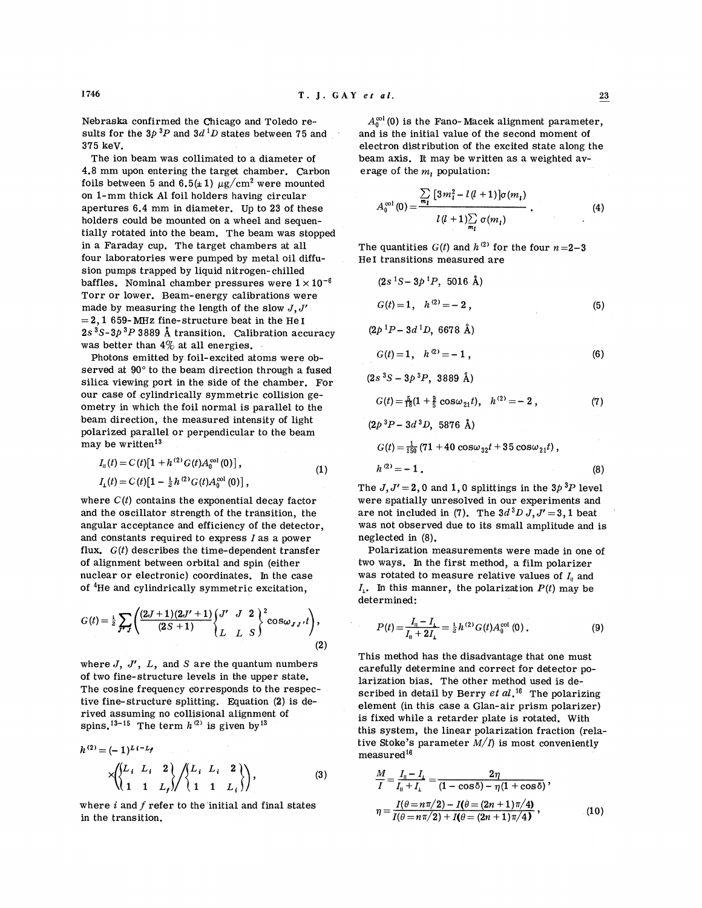Nebraska confirmed the Chicago and Toledo results for the $3p\,^3P$ and $3d\,^1D$ states between 75 and 375 keV.

The ion beam was collimated to a diameter of 4.8 mm upon entering the target chamber. Carbon foils between 5 and 6.5(±1) μg/cm² were mounted on 1-mm thick Al foil holders having circular apertures 6.4 mm in diameter. Up to 23 of these holders could be mounted on a wheel and sequentially rotated into the beam. The beam was stopped in a Faraday cup. The target chambers at all four laboratories were pumped by metal oil diffusion pumps trapped by liquid nitrogen-chilled baffles. Nominal chamber pressures were $1\times10^{-6}$ Torr or lower. Beam-energy calibrations were made by measuring the length of the slow $J, J' = 2, 1$ 659-MHz fine-structure beat in the He I $2s\,^3S$-$3p\,^3P$ 3889 Å transition. Calibration accuracy was better than 4% at all energies.

Photons emitted by foil-excited atoms were observed at 90° to the beam direction through a fused silica viewing port in the side of the chamber. For our case of cylindrically symmetric collision geometry in which the foil normal is parallel to the beam direction, the measured intensity of light polarized parallel or perpendicular to the beam may be written[13]

$$
\begin{aligned}
I_\parallel(t) &= C(t)[1 + h^{(2)}G(t)A_0^{\rm col}(0)]\,,\\
I_\perp(t) &= C(t)[1 - \tfrac{1}{2}h^{(2)}G(t)A_0^{\rm col}(0)]\,,
\end{aligned}
\tag{1}
$$

where $C(t)$ contains the exponential decay factor and the oscillator strength of the transition, the angular acceptance and efficiency of the detector, and constants required to express $I$ as a power flux. $G(t)$ describes the time-dependent transfer of alignment between orbital and spin (either nuclear or electronic) coordinates. In the case of ⁴He and cylindrically symmetric excitation,

$$
G(t) = \tfrac{1}{2}\sum_{J'J}\left(\frac{(2J+1)(2J'+1)}{(2S+1)}\begin{Bmatrix} J' & J & 2\\ L & L & S\end{Bmatrix}^2 \cos\omega_{JJ'}t\right),
\tag{2}
$$

where $J$, $J'$, $L$, and $S$ are the quantum numbers of two fine-structure levels in the upper state. The cosine frequency corresponds to the respective fine-structure splitting. Equation (2) is derived assuming no collisional alignment of spins.[13-15] The term $h^{(2)}$ is given by[13]

$$
h^{(2)} = (-1)^{L_i - L_f}\times\left(\begin{Bmatrix} L_i & L_i & 2\\ 1 & 1 & L_f\end{Bmatrix}\Big/\begin{Bmatrix} L_i & L_i & 2\\ 1 & 1 & L_i\end{Bmatrix}\right),
\tag{3}
$$

where $i$ and $f$ refer to the initial and final states in the transition.

$A_0^{\rm col}(0)$ is the Fano-Macek alignment parameter, and is the initial value of the second moment of electron distribution of the excited state along the beam axis. It may be written as a weighted average of the $m_l$ population:

$$
A_0^{\rm col}(0) = \frac{\sum_{m_l}[3m_l^2 - l(l+1)]\sigma(m_l)}{l(l+1)\sum_{m_l}\sigma(m_l)}\,.
\tag{4}
$$

The quantities $G(t)$ and $h^{(2)}$ for the four $n=2$–3 He I transitions measured are

($2s\,^1S - 3p\,^1P$, 5016 Å)

$$
G(t) = 1,\quad h^{(2)} = -2\,,
\tag{5}
$$

($2p\,^1P - 3d\,^1D$, 6678 Å)

$$
G(t) = 1,\quad h^{(2)} = -1\,,
\tag{6}
$$

($2s\,^3S - 3p\,^3P$, 3889 Å)

$$
G(t) = \tfrac{5}{18}(1 + \tfrac{9}{5}\cos\omega_{21}t),\quad h^{(2)} = -2\,,
\tag{7}
$$

($2p\,^3P - 3d\,^3D$, 5876 Å)

$$
\begin{aligned}
G(t) &= \tfrac{1}{150}(71 + 40\cos\omega_{32}t + 35\cos\omega_{21}t)\,,\\
h^{(2)} &= -1\,.
\end{aligned}
\tag{8}
$$

The $J, J' = 2, 0$ and $1, 0$ splittings in the $3p\,^3P$ level were spatially unresolved in our experiments and are not included in (7). The $3d\,^3D$ $J, J' = 3, 1$ beat was not observed due to its small amplitude and is neglected in (8).

Polarization measurements were made in one of two ways. In the first method, a film polarizer was rotated to measure relative values of $I_\parallel$ and $I_\perp$. In this manner, the polarization $P(t)$ may be determined:

$$
P(t) = \frac{I_\parallel - I_\perp}{I_\parallel + 2I_\perp} = \tfrac{1}{2}h^{(2)}G(t)A_0^{\rm col}(0)\,.
\tag{9}
$$

This method has the disadvantage that one must carefully determine and correct for detector polarization bias. The other method used is described in detail by Berry *et al.*[16] The polarizing element (in this case a Glan-air prism polarizer) is fixed while a retarder plate is rotated. With this system, the linear polarization fraction (relative Stoke's parameter $M/I$) is most conveniently measured[16]

$$
\begin{aligned}
\frac{M}{I} &= \frac{I_\parallel - I_\perp}{I_\parallel + I_\perp} = \frac{2\eta}{(1-\cos\delta) - \eta(1+\cos\delta)}\,,\\
\eta &= \frac{I(\theta = n\pi/2) - I(\theta = (2n+1)\pi/4)}{I(\theta = n\pi/2) + I(\theta = (2n+1)\pi/4)}\,,
\end{aligned}
\tag{10}
$$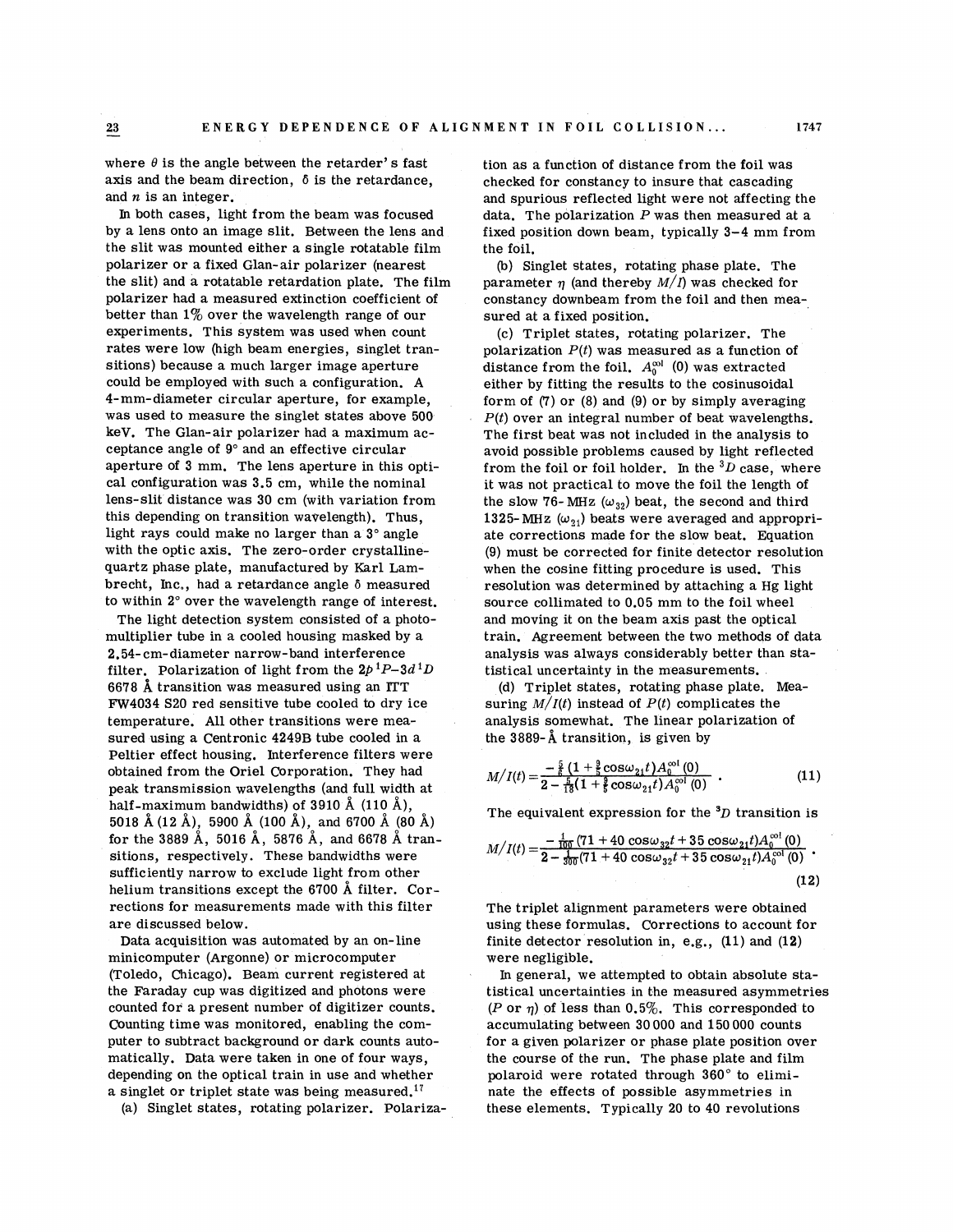where $\theta$ is the angle between the retarder's fast axis and the beam direction, $\delta$ is the retardance, and $n$ is an integer.

In both cases, light from the beam was focused by a lens onto an image slit. Between the lens and the slit was mounted either a single rotatable film polarizer or a fixed Glan-air polarizer (nearest the slit) and a rotatable retardation plate. The film polarizer had a measured extinction coefficient of better than 1% over the wavelength range of our experiments. This system was used when count rates were low (high beam energies, singlet transitions) because a much larger image aperture could be employed with such a configuration. A 4-mm-diameter circular aperture, for example, was used to measure the singlet states above 500 keV. The Glan-air polarizer had a maximum acceptance angle of 9° and an effective circular aperture of 3 mm. The lens aperture in this optical configuration was 3.5 cm, while the nominal lens-slit distance was 30 cm (with variation from this depending on transition wavelength). Thus, light rays could make no larger than a 3° angle with the optic axis. The zero-order crystalline-quartz phase plate, manufactured by Karl Lambrecht, Inc., had a retardance angle $\delta$ measured to within 2° over the wavelength range of interest.

The light detection system consisted of a photomultiplier tube in a cooled housing masked by a 2.54-cm-diameter narrow-band interference filter. Polarization of light from the $2p\,^1P$–$3d\,^1D$ 6678 Å transition was measured using an ITT FW4034 S20 red sensitive tube cooled to dry ice temperature. All other transitions were measured using a Centronic 4249B tube cooled in a Peltier effect housing. Interference filters were obtained from the Oriel Corporation. They had peak transmission wavelengths (and full width at half-maximum bandwidths) of 3910 Å (110 Å), 5018 Å (12 Å), 5900 Å (100 Å), and 6700 Å (80 Å) for the 3889 Å, 5016 Å, 5876 Å, and 6678 Å transitions, respectively. These bandwidths were sufficiently narrow to exclude light from other helium transitions except the 6700 Å filter. Corrections for measurements made with this filter are discussed below.

Data acquisition was automated by an on-line minicomputer (Argonne) or microcomputer (Toledo, Chicago). Beam current registered at the Faraday cup was digitized and photons were counted for a present number of digitizer counts. Counting time was monitored, enabling the computer to subtract background or dark counts automatically. Data were taken in one of four ways, depending on the optical train in use and whether a singlet or triplet state was being measured.[17]

(a) Singlet states, rotating polarizer. Polarization as a function of distance from the foil was checked for constancy to insure that cascading and spurious reflected light were not affecting the data. The polarization $P$ was then measured at a fixed position down beam, typically 3–4 mm from the foil.

(b) Singlet states, rotating phase plate. The parameter $\eta$ (and thereby $M/I$) was checked for constancy downbeam from the foil and then measured at a fixed position.

(c) Triplet states, rotating polarizer. The polarization $P(t)$ was measured as a function of distance from the foil. $A_0^{\mathrm{col}}(0)$ was extracted either by fitting the results to the cosinusoidal form of (7) or (8) and (9) or by simply averaging $P(t)$ over an integral number of beat wavelengths. The first beat was not included in the analysis to avoid possible problems caused by light reflected from the foil or foil holder. In the $^3D$ case, where it was not practical to move the foil the length of the slow 76-MHz ($\omega_{32}$) beat, the second and third 1325-MHz ($\omega_{21}$) beats were averaged and appropriate corrections made for the slow beat. Equation (9) must be corrected for finite detector resolution when the cosine fitting procedure is used. This resolution was determined by attaching a Hg light source collimated to 0.05 mm to the foil wheel and moving it on the beam axis past the optical train. Agreement between the two methods of data analysis was always considerably better than statistical uncertainty in the measurements.

(d) Triplet states, rotating phase plate. Measuring $M/I(t)$ instead of $P(t)$ complicates the analysis somewhat. The linear polarization of the 3889-Å transition, is given by

$$M/I(t)=\frac{-\frac{5}{6}\left(1+\frac{9}{5}\cos\omega_{21}t\right)A_0^{\mathrm{col}}(0)}{2-\frac{5}{18}\left(1+\frac{9}{5}\cos\omega_{21}t\right)A_0^{\mathrm{col}}(0)}\ . \tag{11}$$

The equivalent expression for the $^3D$ transition is

$$M/I(t)=\frac{-\frac{1}{100}\left(71+40\cos\omega_{32}t+35\cos\omega_{21}t\right)A_0^{\mathrm{col}}(0)}{2-\frac{1}{300}\left(71+40\cos\omega_{32}t+35\cos\omega_{21}t\right)A_0^{\mathrm{col}}(0)}\ . \tag{12}$$

The triplet alignment parameters were obtained using these formulas. Corrections to account for finite detector resolution in, e.g., (11) and (12) were negligible.

In general, we attempted to obtain absolute statistical uncertainties in the measured asymmetries ($P$ or $\eta$) of less than 0.5%. This corresponded to accumulating between 30 000 and 150 000 counts for a given polarizer or phase plate position over the course of the run. The phase plate and film polaroid were rotated through 360° to eliminate the effects of possible asymmetries in these elements. Typically 20 to 40 revolutions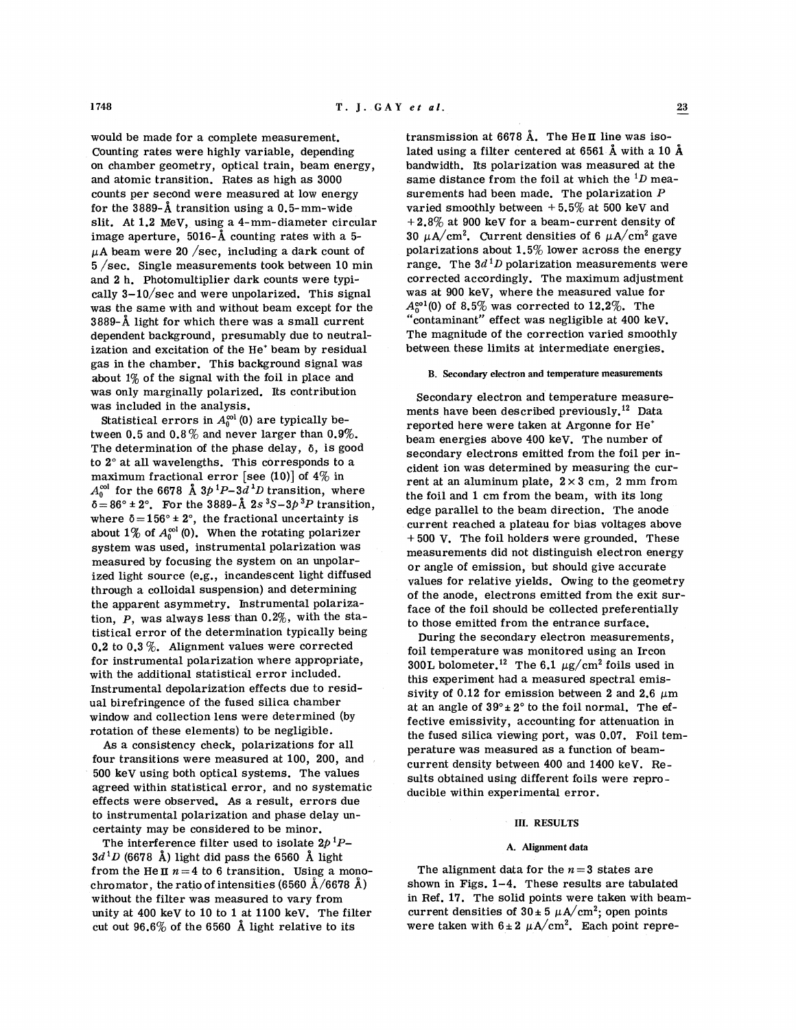would be made for a complete measurement. Counting rates were highly variable, depending on chamber geometry, optical train, beam energy, and atomic transition. Rates as high as 3000 counts per second were measured at low energy for the 3889-Å transition using a 0.5-mm-wide slit. At 1.2 MeV, using a 4-mm-diameter circular image aperture, 5016-Å counting rates with a 5-$\mu$A beam were 20 /sec, including a dark count of 5 /sec. Single measurements took between 10 min and 2 h. Photomultiplier dark counts were typically 3–10/sec and were unpolarized. This signal was the same with and without beam except for the 3889-Å light for which there was a small current dependent background, presumably due to neutralization and excitation of the He$^+$ beam by residual gas in the chamber. This background signal was about 1% of the signal with the foil in place and was only marginally polarized. Its contribution was included in the analysis.

Statistical errors in $A_0^{col}(0)$ are typically between 0.5 and 0.8% and never larger than 0.9%. The determination of the phase delay, $\delta$, is good to 2° at all wavelengths. This corresponds to a maximum fractional error [see (10)] of 4% in $A_0^{col}$ for the 6678 Å $3p\,^1P$–$3d\,^1D$ transition, where $\delta = 86° \pm 2°$. For the 3889-Å $2s\,^3S$–$3p\,^3P$ transition, where $\delta = 156° \pm 2°$, the fractional uncertainty is about 1% of $A_0^{col}(0)$. When the rotating polarizer system was used, instrumental polarization was measured by focusing the system on an unpolarized light source (e.g., incandescent light diffused through a colloidal suspension) and determining the apparent asymmetry. Instrumental polarization, $P$, was always less than 0.2%, with the statistical error of the determination typically being 0.2 to 0.3%. Alignment values were corrected for instrumental polarization where appropriate, with the additional statistical error included. Instrumental depolarization effects due to residual birefringence of the fused silica chamber window and collection lens were determined (by rotation of these elements) to be negligible.

As a consistency check, polarizations for all four transitions were measured at 100, 200, and 500 keV using both optical systems. The values agreed within statistical error, and no systematic effects were observed. As a result, errors due to instrumental polarization and phase delay uncertainty may be considered to be minor.

The interference filter used to isolate $2p\,^1P$–$3d\,^1D$ (6678 Å) light did pass the 6560 Å light from the He II $n = 4$ to 6 transition. Using a monochromator, the ratio of intensities (6560 Å/6678 Å) without the filter was measured to vary from unity at 400 keV to 10 to 1 at 1100 keV. The filter cut out 96.6% of the 6560 Å light relative to its transmission at 6678 Å. The He II line was isolated using a filter centered at 6561 Å with a 10 Å bandwidth. Its polarization was measured at the same distance from the foil at which the $^1D$ measurements had been made. The polarization $P$ varied smoothly between +5.5% at 500 keV and +2.8% at 900 keV for a beam-current density of 30 $\mu$A/cm$^2$. Current densities of 6 $\mu$A/cm$^2$ gave polarizations about 1.5% lower across the energy range. The $3d\,^1D$ polarization measurements were corrected accordingly. The maximum adjustment was at 900 keV, where the measured value for $A_0^{col}(0)$ of 8.5% was corrected to 12.2%. The "contaminant" effect was negligible at 400 keV. The magnitude of the correction varied smoothly between these limits at intermediate energies.

### B. Secondary electron and temperature measurements

Secondary electron and temperature measurements have been described previously.[12] Data reported here were taken at Argonne for He$^+$ beam energies above 400 keV. The number of secondary electrons emitted from the foil per incident ion was determined by measuring the current at an aluminum plate, 2 × 3 cm, 2 mm from the foil and 1 cm from the beam, with its long edge parallel to the beam direction. The anode current reached a plateau for bias voltages above +500 V. The foil holders were grounded. These measurements did not distinguish electron energy or angle of emission, but should give accurate values for relative yields. Owing to the geometry of the anode, electrons emitted from the exit surface of the foil should be collected preferentially to those emitted from the entrance surface.

During the secondary electron measurements, foil temperature was monitored using an Ircon 300L bolometer.[12] The 6.1 $\mu$g/cm$^2$ foils used in this experiment had a measured spectral emissivity of 0.12 for emission between 2 and 2.6 $\mu$m at an angle of 39° ± 2° to the foil normal. The effective emissivity, accounting for attenuation in the fused silica viewing port, was 0.07. Foil temperature was measured as a function of beam-current density between 400 and 1400 keV. Results obtained using different foils were reproducible within experimental error.

## III. RESULTS

### A. Alignment data

The alignment data for the $n = 3$ states are shown in Figs. 1–4. These results are tabulated in Ref. 17. The solid points were taken with beam-current densities of 30 ± 5 $\mu$A/cm$^2$; open points were taken with 6 ± 2 $\mu$A/cm$^2$. Each point repre-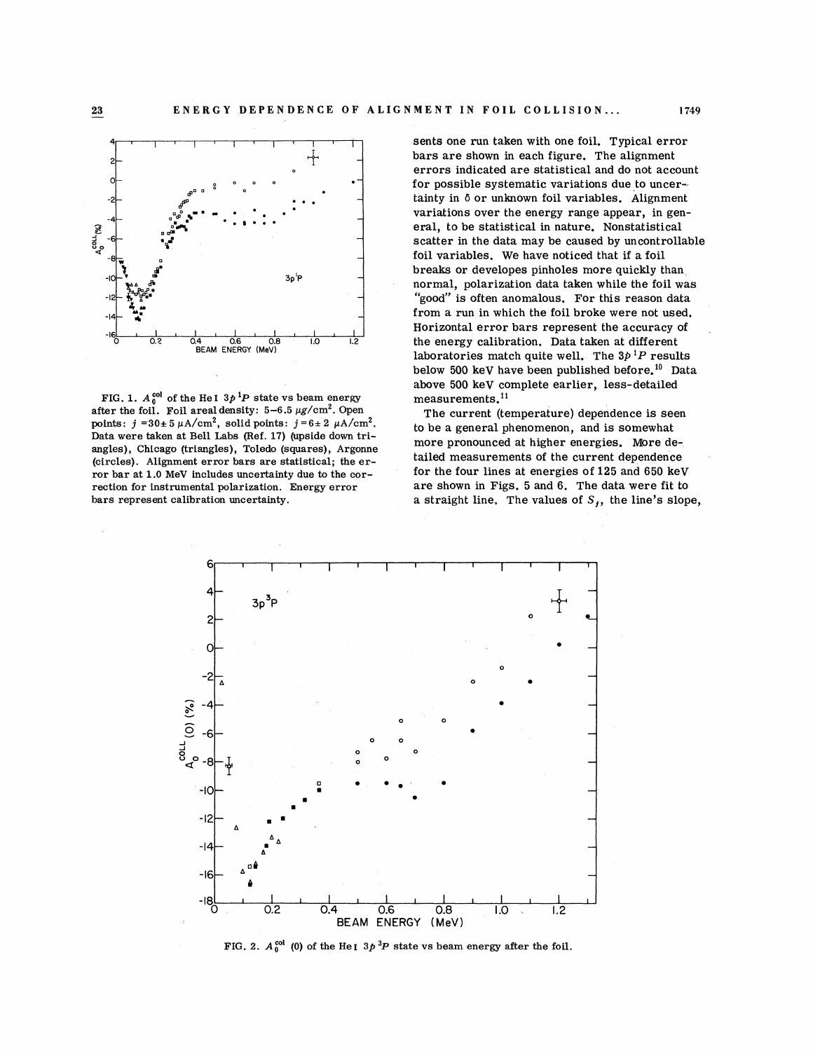FIG. 1. $A_0^{col}$ of the He I $3p\,^1P$ state vs beam energy after the foil. Foil areal density: 5–6.5 $\mu g/cm^2$. Open points: $j = 30 \pm 5\ \mu A/cm^2$, solid points: $j = 6 \pm 2\ \mu A/cm^2$. Data were taken at Bell Labs (Ref. 17) (upside down triangles), Chicago (triangles), Toledo (squares), Argonne (circles). Alignment error bars are statistical; the error bar at 1.0 MeV includes uncertainty due to the correction for instrumental polarization. Energy error bars represent calibration uncertainty.

sents one run taken with one foil. Typical error bars are shown in each figure. The alignment errors indicated are statistical and do not account for possible systematic variations due to uncertainty in δ or unknown foil variables. Alignment variations over the energy range appear, in general, to be statistical in nature. Nonstatistical scatter in the data may be caused by uncontrollable foil variables. We have noticed that if a foil breaks or developes pinholes more quickly than normal, polarization data taken while the foil was "good" is often anomalous. For this reason data from a run in which the foil broke were not used. Horizontal error bars represent the accuracy of the energy calibration. Data taken at different laboratories match quite well. The $3p\,^1P$ results below 500 keV have been published before.[10] Data above 500 keV complete earlier, less-detailed measurements.[11]

The current (temperature) dependence is seen to be a general phenomenon, and is somewhat more pronounced at higher energies. More detailed measurements of the current dependence for the four lines at energies of 125 and 650 keV are shown in Figs. 5 and 6. The data were fit to a straight line. The values of $S_j$, the line's slope,

FIG. 2. $A_0^{col}$ (0) of the He I $3p\,^3P$ state vs beam energy after the foil.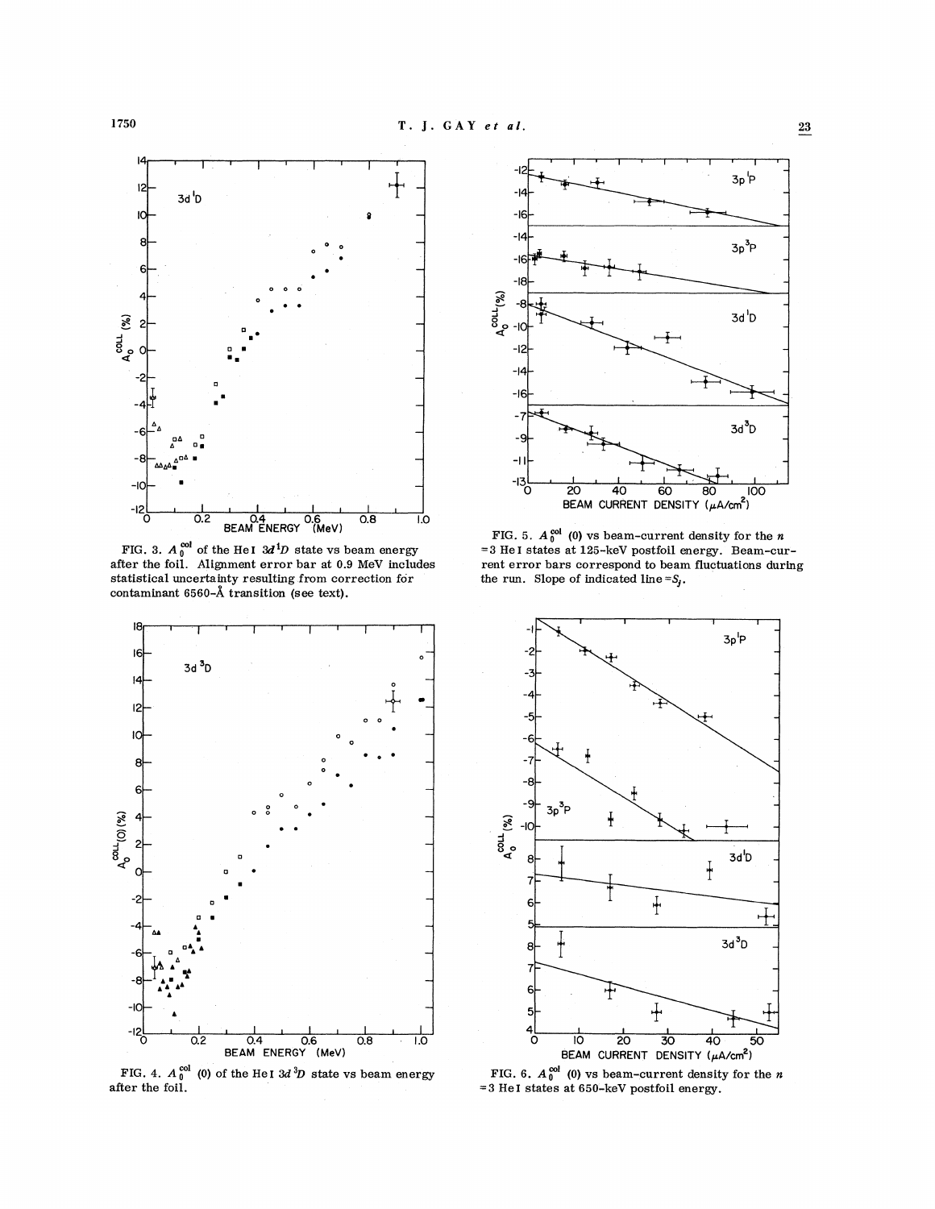FIG. 3. $A_0^{\rm col}$ of the He I $3d\,^1D$ state vs beam energy after the foil. Alignment error bar at 0.9 MeV includes statistical uncertainty resulting from correction for contaminant 6560-Å transition (see text).

FIG. 5. $A_0^{\rm col}$ (0) vs beam-current density for the $n=3$ He I states at 125-keV postfoil energy. Beam-current error bars correspond to beam fluctuations during the run. Slope of indicated line $=S_j$.

FIG. 4. $A_0^{\rm col}$ (0) of the He I $3d\,^3D$ state vs beam energy after the foil.

FIG. 6. $A_0^{\rm col}$ (0) vs beam-current density for the $n=3$ He I states at 650-keV postfoil energy.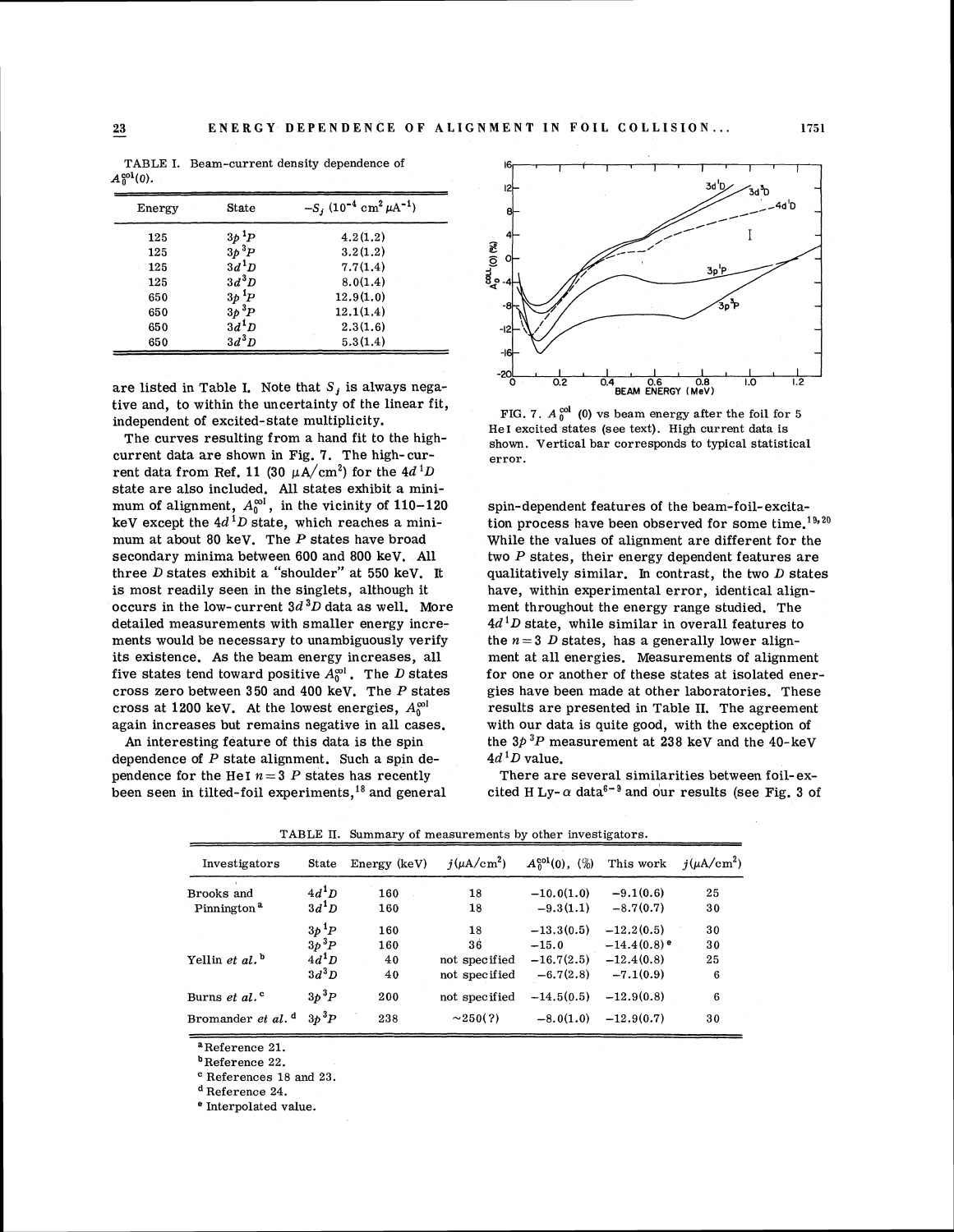TABLE I. Beam-current density dependence of $A_0^{col}(0)$.

| Energy | State | $-S_j$ ($10^{-4}$ cm$^2$ $\mu$A$^{-1}$) |
|---|---|---|
| 125 | $3p\,^1P$ | 4.2(1.2) |
| 125 | $3p\,^3P$ | 3.2(1.2) |
| 125 | $3d\,^1D$ | 7.7(1.4) |
| 125 | $3d\,^3D$ | 8.0(1.4) |
| 650 | $3p\,^1P$ | 12.9(1.0) |
| 650 | $3p\,^3P$ | 12.1(1.4) |
| 650 | $3d\,^1D$ | 2.3(1.6) |
| 650 | $3d\,^3D$ | 5.3(1.4) |

are listed in Table I. Note that $S_j$ is always negative and, to within the uncertainty of the linear fit, independent of excited-state multiplicity.

The curves resulting from a hand fit to the high-current data are shown in Fig. 7. The high-current data from Ref. 11 (30 $\mu$A/cm$^2$) for the $4d\,^1D$ state are also included. All states exhibit a minimum of alignment, $A_0^{col}$, in the vicinity of 110–120 keV except the $4d\,^1D$ state, which reaches a minimum at about 80 keV. The $P$ states have broad secondary minima between 600 and 800 keV. All three $D$ states exhibit a "shoulder" at 550 keV. It is most readily seen in the singlets, although it occurs in the low-current $3d\,^3D$ data as well. More detailed measurements with smaller energy increments would be necessary to unambiguously verify its existence. As the beam energy increases, all five states tend toward positive $A_0^{col}$. The $D$ states cross zero between 350 and 400 keV. The $P$ states cross at 1200 keV. At the lowest energies, $A_0^{col}$ again increases but remains negative in all cases.

An interesting feature of this data is the spin dependence of $P$ state alignment. Such a spin dependence for the He I $n=3$ $P$ states has recently been seen in tilted-foil experiments,[18] and general

FIG. 7. $A_0^{col}$ (0) vs beam energy after the foil for 5 He I excited states (see text). High current data is shown. Vertical bar corresponds to typical statistical error.

spin-dependent features of the beam-foil-excitation process have been observed for some time.[19,20] While the values of alignment are different for the two $P$ states, their energy dependent features are qualitatively similar. In contrast, the two $D$ states have, within experimental error, identical alignment throughout the energy range studied. The $4d\,^1D$ state, while similar in overall features to the $n=3$ $D$ states, has a generally lower alignment at all energies. Measurements of alignment for one or another of these states at isolated energies have been made at other laboratories. These results are presented in Table II. The agreement with our data is quite good, with the exception of the $3p\,^3P$ measurement at 238 keV and the 40-keV $4d\,^1D$ value.

There are several similarities between foil-excited H Ly-$\alpha$ data[6-9] and our results (see Fig. 3 of

TABLE II. Summary of measurements by other investigators.

| Investigators | State | Energy (keV) | $j$($\mu$A/cm$^2$) | $A_0^{col}(0)$, (%) | This work | $j$($\mu$A/cm$^2$) |
|---|---|---|---|---|---|---|
| Brooks and Pinnington[a] | $4d\,^1D$ | 160 | 18 | −10.0(1.0) | −9.1(0.6) | 25 |
| | $3d\,^1D$ | 160 | 18 | −9.3(1.1) | −8.7(0.7) | 30 |
| | $3p\,^1P$ | 160 | 18 | −13.3(0.5) | −12.2(0.5) | 30 |
| | $3p\,^3P$ | 160 | 36 | −15.0 | −14.4(0.8)[e] | 30 |
| Yellin *et al.*[b] | $4d\,^1D$ | 40 | not specified | −16.7(2.5) | −12.4(0.8) | 25 |
| | $3d\,^3D$ | 40 | not specified | −6.7(2.8) | −7.1(0.9) | 6 |
| Burns *et al.*[c] | $3p\,^3P$ | 200 | not specified | −14.5(0.5) | −12.9(0.8) | 6 |
| Bromander *et al.*[d] | $3p\,^3P$ | 238 | ~250(?) | −8.0(1.0) | −12.9(0.7) | 30 |

[a] Reference 21.

[b] Reference 22.

[c] References 18 and 23.

[d] Reference 24.

[e] Interpolated value.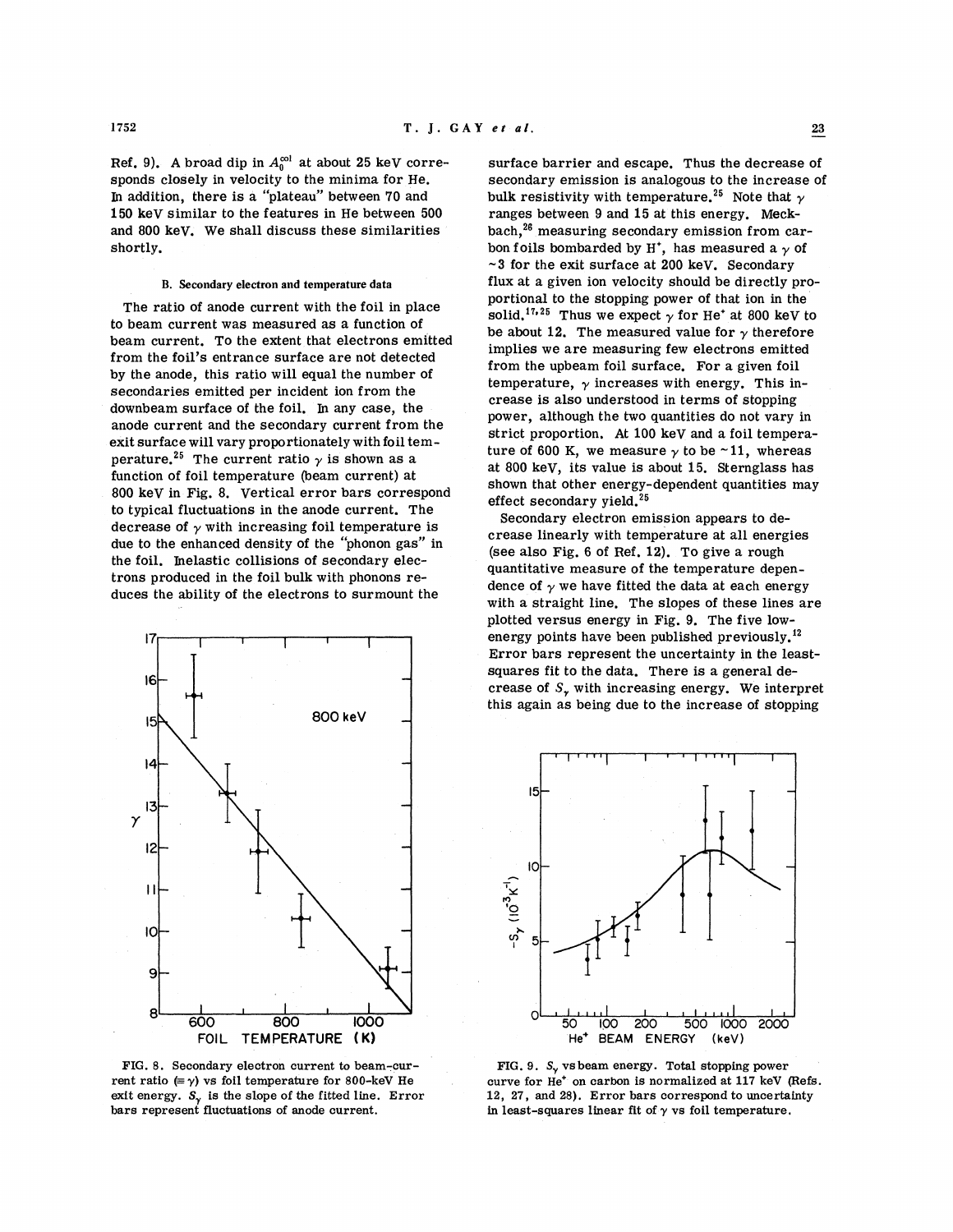Ref. 9). A broad dip in $A_0^{col}$ at about 25 keV corresponds closely in velocity to the minima for He. In addition, there is a "plateau" between 70 and 150 keV similar to the features in He between 500 and 800 keV. We shall discuss these similarities shortly.

### B. Secondary electron and temperature data

The ratio of anode current with the foil in place to beam current was measured as a function of beam current. To the extent that electrons emitted from the foil's entrance surface are not detected by the anode, this ratio will equal the number of secondaries emitted per incident ion from the downbeam surface of the foil. In any case, the anode current and the secondary current from the exit surface will vary proportionately with foil temperature.[25] The current ratio $\gamma$ is shown as a function of foil temperature (beam current) at 800 keV in Fig. 8. Vertical error bars correspond to typical fluctuations in the anode current. The decrease of $\gamma$ with increasing foil temperature is due to the enhanced density of the "phonon gas" in the foil. Inelastic collisions of secondary electrons produced in the foil bulk with phonons reduces the ability of the electrons to surmount the surface barrier and escape. Thus the decrease of secondary emission is analogous to the increase of bulk resistivity with temperature.[25] Note that $\gamma$ ranges between 9 and 15 at this energy. Meckbach,[26] measuring secondary emission from carbon foils bombarded by $H^+$, has measured a $\gamma$ of ~3 for the exit surface at 200 keV. Secondary flux at a given ion velocity should be directly proportional to the stopping power of that ion in the solid.[17,25] Thus we expect $\gamma$ for $He^+$ at 800 keV to be about 12. The measured value for $\gamma$ therefore implies we are measuring few electrons emitted from the upbeam foil surface. For a given foil temperature, $\gamma$ increases with energy. This increase is also understood in terms of stopping power, although the two quantities do not vary in strict proportion. At 100 keV and a foil temperature of 600 K, we measure $\gamma$ to be ~11, whereas at 800 keV, its value is about 15. Sternglass has shown that other energy-dependent quantities may effect secondary yield.[25]

Secondary electron emission appears to decrease linearly with temperature at all energies (see also Fig. 6 of Ref. 12). To give a rough quantitative measure of the temperature dependence of $\gamma$ we have fitted the data at each energy with a straight line. The slopes of these lines are plotted versus energy in Fig. 9. The five low-energy points have been published previously.[12] Error bars represent the uncertainty in the least-squares fit to the data. There is a general decrease of $S_\gamma$ with increasing energy. We interpret this again as being due to the increase of stopping

FIG. 8. Secondary electron current to beam-current ratio ($\equiv \gamma$) vs foil temperature for 800-keV He exit energy. $S_\gamma$ is the slope of the fitted line. Error bars represent fluctuations of anode current.

FIG. 9. $S_\gamma$ vs beam energy. Total stopping power curve for $He^+$ on carbon is normalized at 117 keV (Refs. 12, 27, and 28). Error bars correspond to uncertainty in least-squares linear fit of $\gamma$ vs foil temperature.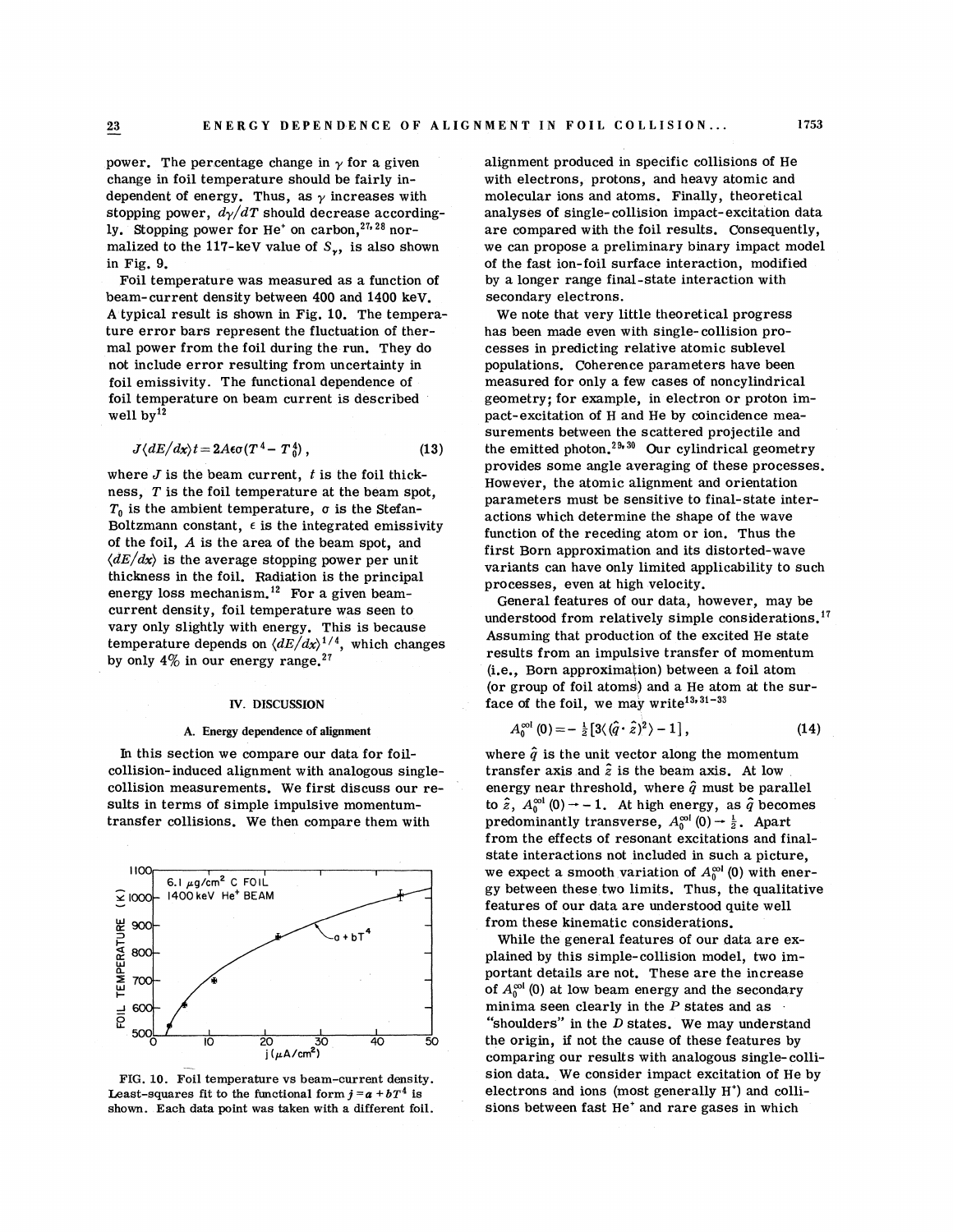power. The percentage change in $\gamma$ for a given change in foil temperature should be fairly independent of energy. Thus, as $\gamma$ increases with stopping power, $d\gamma/dT$ should decrease accordingly. Stopping power for $He^+$ on carbon,[27,28] normalized to the 117-keV value of $S_\gamma$, is also shown in Fig. 9.

Foil temperature was measured as a function of beam-current density between 400 and 1400 keV. A typical result is shown in Fig. 10. The temperature error bars represent the fluctuation of thermal power from the foil during the run. They do not include error resulting from uncertainty in foil emissivity. The functional dependence of foil temperature on beam current is described well by[12]

$$J\langle dE/dx\rangle t = 2A\epsilon\sigma(T^4 - T_0^4)\,, \tag{13}$$

where $J$ is the beam current, $t$ is the foil thickness, $T$ is the foil temperature at the beam spot, $T_0$ is the ambient temperature, $\sigma$ is the Stefan-Boltzmann constant, $\epsilon$ is the integrated emissivity of the foil, $A$ is the area of the beam spot, and $\langle dE/dx\rangle$ is the average stopping power per unit thickness in the foil. Radiation is the principal energy loss mechanism.[12] For a given beam-current density, foil temperature was seen to vary only slightly with energy. This is because temperature depends on $\langle dE/dx\rangle^{1/4}$, which changes by only 4% in our energy range.[27]

FIG. 10. Foil temperature vs beam-current density. Least-squares fit to the functional form $j = a + bT^4$ is shown. Each data point was taken with a different foil.

## IV. DISCUSSION

### A. Energy dependence of alignment

In this section we compare our data for foil-collision-induced alignment with analogous single-collision measurements. We first discuss our results in terms of simple impulsive momentum-transfer collisions. We then compare them with alignment produced in specific collisions of He with electrons, protons, and heavy atomic and molecular ions and atoms. Finally, theoretical analyses of single-collision impact-excitation data are compared with the foil results. Consequently, we can propose a preliminary binary impact model of the fast ion-foil surface interaction, modified by a longer range final-state interaction with secondary electrons.

We note that very little theoretical progress has been made even with single-collision processes in predicting relative atomic sublevel populations. Coherence parameters have been measured for only a few cases of noncylindrical geometry; for example, in electron or proton impact-excitation of H and He by coincidence measurements between the scattered projectile and the emitted photon.[29,30] Our cylindrical geometry provides some angle averaging of these processes. However, the atomic alignment and orientation parameters must be sensitive to final-state interactions which determine the shape of the wave function of the receding atom or ion. Thus the first Born approximation and its distorted-wave variants can have only limited applicability to such processes, even at high velocity.

General features of our data, however, may be understood from relatively simple considerations.[17] Assuming that production of the excited He state results from an impulsive transfer of momentum (i.e., Born approximation) between a foil atom (or group of foil atoms) and a He atom at the surface of the foil, we may write[13,31-33]

$$A_0^{\text{col}}(0) = -\tfrac{1}{2}[3\langle(\hat{q}\cdot\hat{z})^2\rangle - 1]\,, \tag{14}$$

where $\hat{q}$ is the unit vector along the momentum transfer axis and $\hat{z}$ is the beam axis. At low energy near threshold, where $\hat{q}$ must be parallel to $\hat{z}$, $A_0^{\text{col}}(0) \to -1$. At high energy, as $\hat{q}$ becomes predominantly transverse, $A_0^{\text{col}}(0) \to \tfrac{1}{2}$. Apart from the effects of resonant excitations and final-state interactions not included in such a picture, we expect a smooth variation of $A_0^{\text{col}}(0)$ with energy between these two limits. Thus, the qualitative features of our data are understood quite well from these kinematic considerations.

While the general features of our data are explained by this simple-collision model, two important details are not. These are the increase of $A_0^{\text{col}}(0)$ at low beam energy and the secondary minima seen clearly in the $P$ states and as "shoulders" in the $D$ states. We may understand the origin, if not the cause of these features by comparing our results with analogous single-collision data. We consider impact excitation of He by electrons and ions (most generally $H^+$) and collisions between fast $He^+$ and rare gases in which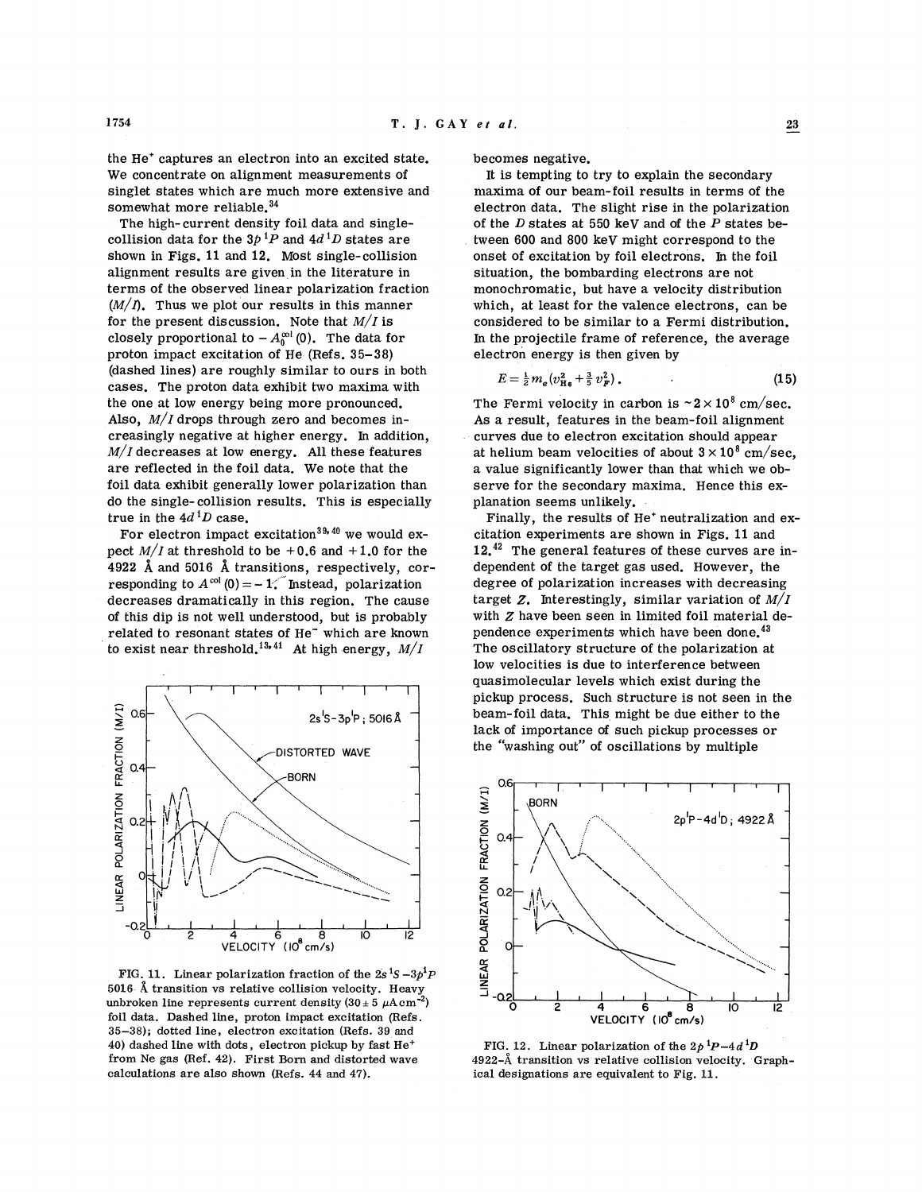the He$^+$ captures an electron into an excited state. We concentrate on alignment measurements of singlet states which are much more extensive and somewhat more reliable.[34]

The high-current density foil data and single-collision data for the $3p\,^1P$ and $4d\,^1D$ states are shown in Figs. 11 and 12. Most single-collision alignment results are given in the literature in terms of the observed linear polarization fraction $(M/I)$. Thus we plot our results in this manner for the present discussion. Note that $M/I$ is closely proportional to $-A_0^{\rm col}(0)$. The data for proton impact excitation of He (Refs. 35–38) (dashed lines) are roughly similar to ours in both cases. The proton data exhibit two maxima with the one at low energy being more pronounced. Also, $M/I$ drops through zero and becomes increasingly negative at higher energy. In addition, $M/I$ decreases at low energy. All these features are reflected in the foil data. We note that the foil data exhibit generally lower polarization than do the single-collision results. This is especially true in the $4d\,^1D$ case.

For electron impact excitation[39,40] we would expect $M/I$ at threshold to be $+0.6$ and $+1.0$ for the 4922 Å and 5016 Å transitions, respectively, corresponding to $A^{\rm col}(0)=-1$. Instead, polarization decreases dramatically in this region. The cause of this dip is not well understood, but is probably related to resonant states of He$^-$ which are known to exist near threshold.[13,41] At high energy, $M/I$ becomes negative.

FIG. 11. Linear polarization fraction of the $2s\,^1S-3p\,^1P$ 5016 Å transition vs relative collision velocity. Heavy unbroken line represents current density ($30\pm 5$ $\mu$A cm$^{-2}$) foil data. Dashed line, proton impact excitation (Refs. 35–38); dotted line, electron excitation (Refs. 39 and 40) dashed line with dots, electron pickup by fast He$^+$ from Ne gas (Ref. 42). First Born and distorted wave calculations are also shown (Refs. 44 and 47).

It is tempting to try to explain the secondary maxima of our beam-foil results in terms of the electron data. The slight rise in the polarization of the $D$ states at 550 keV and of the $P$ states between 600 and 800 keV might correspond to the onset of excitation by foil electrons. In the foil situation, the bombarding electrons are not monochromatic, but have a velocity distribution which, at least for the valence electrons, can be considered to be similar to a Fermi distribution. In the projectile frame of reference, the average electron energy is then given by

$$E=\tfrac{1}{2}m_e\left(v_{\rm He}^2+\tfrac{3}{5}v_F^2\right). \tag{15}$$

The Fermi velocity in carbon is $\sim 2\times 10^8$ cm/sec. As a result, features in the beam-foil alignment curves due to electron excitation should appear at helium beam velocities of about $3\times 10^8$ cm/sec, a value significantly lower than that which we observe for the secondary maxima. Hence this explanation seems unlikely.

Finally, the results of He$^+$ neutralization and excitation experiments are shown in Figs. 11 and 12.[42] The general features of these curves are independent of the target gas used. However, the degree of polarization increases with decreasing target $Z$. Interestingly, similar variation of $M/I$ with $Z$ have been seen in limited foil material dependence experiments which have been done.[43] The oscillatory structure of the polarization at low velocities is due to interference between quasimolecular levels which exist during the pickup process. Such structure is not seen in the beam-foil data. This might be due either to the lack of importance of such pickup processes or the "washing out" of oscillations by multiple

FIG. 12. Linear polarization of the $2p\,^1P-4d\,^1D$ 4922-Å transition vs relative collision velocity. Graphical designations are equivalent to Fig. 11.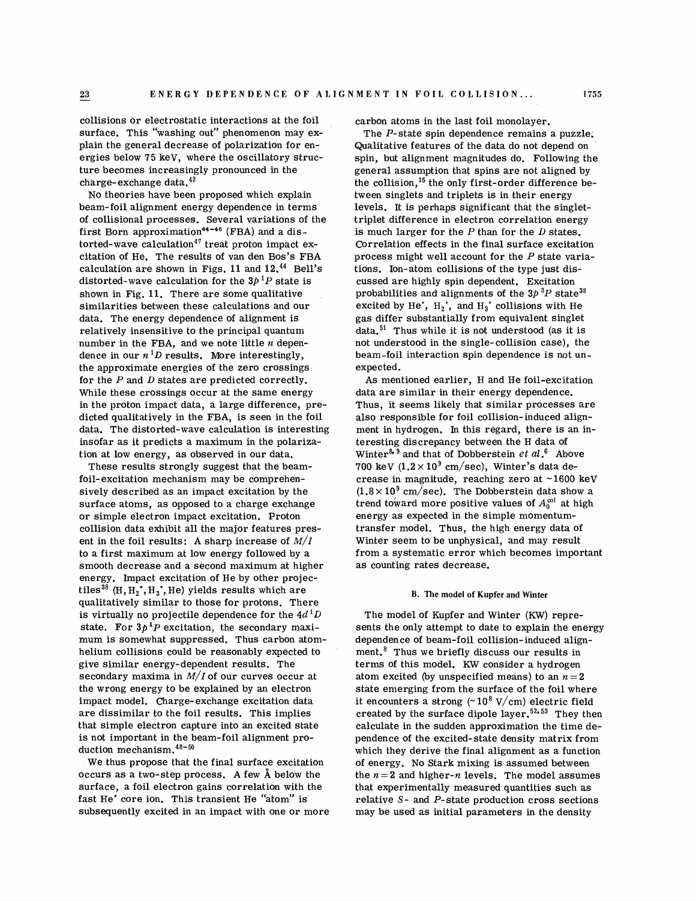collisions or electrostatic interactions at the foil surface. This "washing out" phenomenon may explain the general decrease of polarization for energies below 75 keV, where the oscillatory structure becomes increasingly pronounced in the charge-exchange data.[42]

No theories have been proposed which explain beam-foil alignment energy dependence in terms of collisional processes. Several variations of the first Born approximation[44-46] (FBA) and a distorted-wave calculation[47] treat proton impact excitation of He. The results of van den Bos's FBA calculation are shown in Figs. 11 and 12.[44] Bell's distorted-wave calculation for the $3p\,^1P$ state is shown in Fig. 11. There are some qualitative similarities between these calculations and our data. The energy dependence of alignment is relatively insensitive to the principal quantum number in the FBA, and we note little $n$ dependence in our $n\,^1D$ results. More interestingly, the approximate energies of the zero crossings for the $P$ and $D$ states are predicted correctly. While these crossings occur at the same energy in the proton impact data, a large difference, predicted qualitatively in the FBA, is seen in the foil data. The distorted-wave calculation is interesting insofar as it predicts a maximum in the polarization at low energy, as observed in our data.

These results strongly suggest that the beam-foil-excitation mechanism may be comprehensively described as an impact excitation by the surface atoms, as opposed to a charge exchange or simple electron impact excitation. Proton collision data exhibit all the major features present in the foil results: A sharp increase of $M/I$ to a first maximum at low energy followed by a smooth decrease and a second maximum at higher energy. Impact excitation of He by other projectiles[38] ($H, H_2^+, H_3^+$, He) yields results which are qualitatively similar to those for protons. There is virtually no projectile dependence for the $4d\,^1D$ state. For $3p\,^1P$ excitation, the secondary maximum is somewhat suppressed. Thus carbon atom-helium collisions could be reasonably expected to give similar energy-dependent results. The secondary maxima in $M/I$ of our curves occur at the wrong energy to be explained by an electron impact model. Charge-exchange excitation data are dissimilar to the foil results. This implies that simple electron capture into an excited state is not important in the beam-foil alignment production mechanism.[48-50]

We thus propose that the final surface excitation occurs as a two-step process. A few Å below the surface, a foil electron gains correlation with the fast $He^+$ core ion. This transient He "atom" is subsequently excited in an impact with one or more carbon atoms in the last foil monolayer.

The $P$-state spin dependence remains a puzzle. Qualitative features of the data do not depend on spin, but alignment magnitudes do. Following the general assumption that spins are not aligned by the collision,[15] the only first-order difference between singlets and triplets is in their energy levels. It is perhaps significant that the singlet-triplet difference in electron correlation energy is much larger for the $P$ than for the $D$ states. Correlation effects in the final surface excitation process might well account for the $P$ state variations. Ion-atom collisions of the type just discussed are highly spin dependent. Excitation probabilities and alignments of the $3p\,^3P$ state[38] excited by $He^+$, $H_2^+$, and $H_3^+$ collisions with He gas differ substantially from equivalent singlet data.[51] Thus while it is not understood (as it is not understood in the single-collision case), the beam-foil interaction spin dependence is not unexpected.

As mentioned earlier, H and He foil-excitation data are similar in their energy dependence. Thus, it seems likely that similar processes are also responsible for foil collision-induced alignment in hydrogen. In this regard, there is an interesting discrepancy between the H data of Winter[8,9] and that of Dobberstein *et al.*[6] Above 700 keV ($1.2\times 10^9$ cm/sec), Winter's data decrease in magnitude, reaching zero at ~1600 keV ($1.8\times 10^9$ cm/sec). The Dobberstein data show a trend toward more positive values of $A_0^{col}$ at high energy as expected in the simple momentum-transfer model. Thus, the high energy data of Winter seem to be unphysical, and may result from a systematic error which becomes important as counting rates decrease.

### B. The model of Kupfer and Winter

The model of Kupfer and Winter (KW) represents the only attempt to date to explain the energy dependence of beam-foil collision-induced alignment.[8] Thus we briefly discuss our results in terms of this model. KW consider a hydrogen atom excited (by unspecified means) to an $n=2$ state emerging from the surface of the foil where it encounters a strong (~$10^8$ V/cm) electric field created by the surface dipole layer.[52,53] They then calculate in the sudden approximation the time dependence of the excited-state density matrix from which they derive the final alignment as a function of energy. No Stark mixing is assumed between the $n=2$ and higher-$n$ levels. The model assumes that experimentally measured quantities such as relative $S$- and $P$-state production cross sections may be used as initial parameters in the density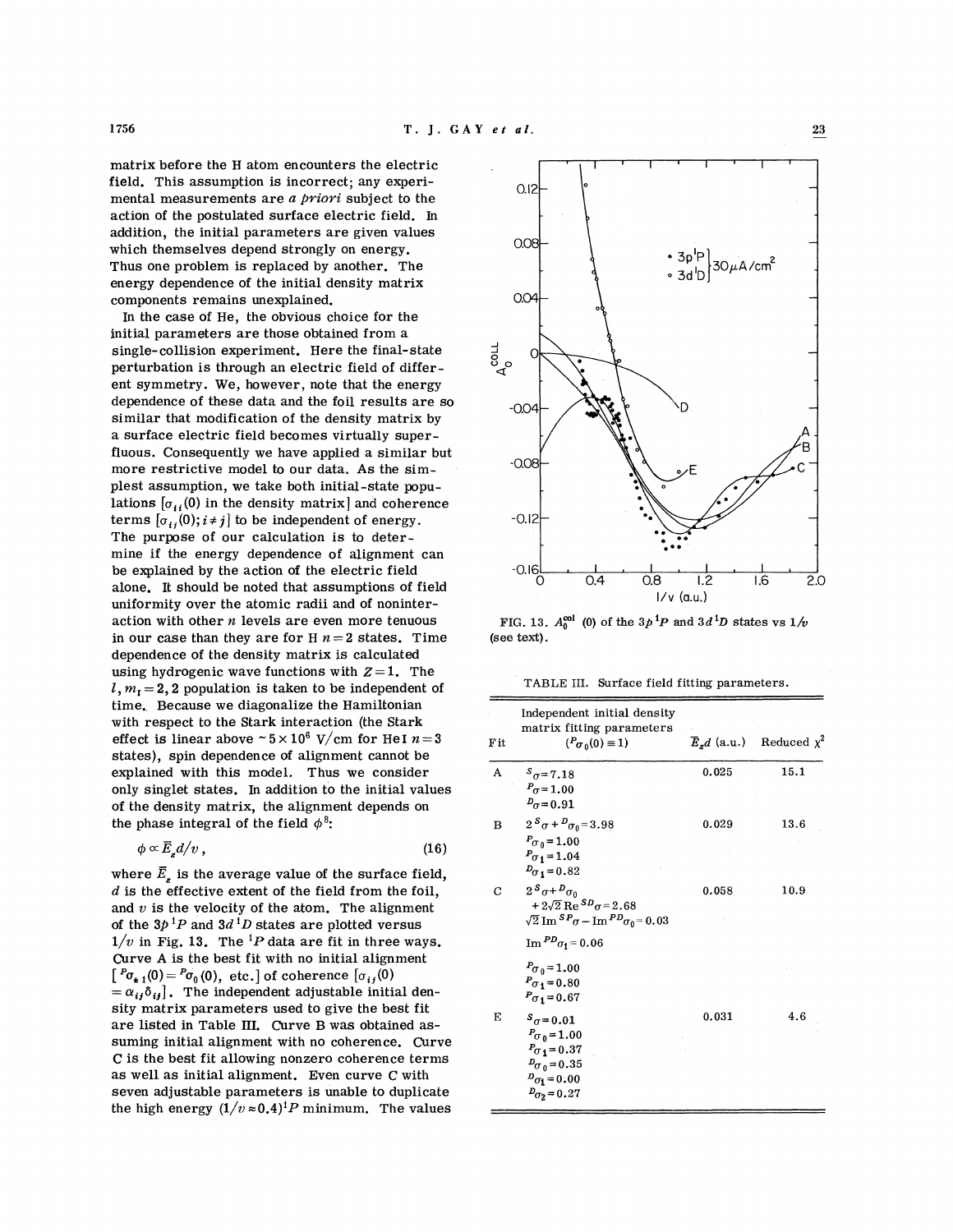matrix before the H atom encounters the electric field. This assumption is incorrect; any experimental measurements are *a priori* subject to the action of the postulated surface electric field. In addition, the initial parameters are given values which themselves depend strongly on energy. Thus one problem is replaced by another. The energy dependence of the initial density matrix components remains unexplained.

In the case of He, the obvious choice for the initial parameters are those obtained from a single-collision experiment. Here the final-state perturbation is through an electric field of different symmetry. We, however, note that the energy dependence of these data and the foil results are so similar that modification of the density matrix by a surface electric field becomes virtually superfluous. Consequently we have applied a similar but more restrictive model to our data. As the simplest assumption, we take both initial-state populations [$\sigma_{ii}(0)$ in the density matrix] and coherence terms [$\sigma_{ij}(0); i \neq j$] to be independent of energy. The purpose of our calculation is to determine if the energy dependence of alignment can be explained by the action of the electric field alone. It should be noted that assumptions of field uniformity over the atomic radii and of noninteraction with other $n$ levels are even more tenuous in our case than they are for H $n=2$ states. Time dependence of the density matrix is calculated using hydrogenic wave functions with $Z=1$. The $l, m_l = 2, 2$ population is taken to be independent of time. Because we diagonalize the Hamiltonian with respect to the Stark interaction (the Stark effect is linear above $\sim 5\times 10^6$ V/cm for He I $n=3$ states), spin dependence of alignment cannot be explained with this model. Thus we consider only singlet states. In addition to the initial values of the density matrix, the alignment depends on the phase integral of the field $\phi$[8]:

$$\phi \propto \bar{E}_z d/v\,, \tag{16}$$

where $\bar{E}_z$ is the average value of the surface field, $d$ is the effective extent of the field from the foil, and $v$ is the velocity of the atom. The alignment of the $3p\,{}^1P$ and $3d\,{}^1D$ states are plotted versus $1/v$ in Fig. 13. The ${}^1P$ data are fit in three ways. Curve A is the best fit with no initial alignment [${}^P\sigma_{\pm 1}(0) = {}^P\sigma_0(0)$, etc.] of coherence [$\sigma_{ij}(0) = \alpha_{ij}\delta_{ij}$]. The independent adjustable initial density matrix parameters used to give the best fit are listed in Table III. Curve B was obtained assuming initial alignment with no coherence. Curve C is the best fit allowing nonzero coherence terms as well as initial alignment. Even curve C with seven adjustable parameters is unable to duplicate the high energy $(1/v \approx 0.4)\,{}^1P$ minimum. The values

FIG. 13. $A_0^{\rm col}$ (0) of the $3p\,{}^1P$ and $3d\,{}^1D$ states vs $1/v$ (see text).

TABLE III. Surface field fitting parameters.

| Fit | Independent initial density matrix fitting parameters (${}^P\sigma_0(0) \equiv 1$) | $\bar{E}_z d$ (a.u.) | Reduced $\chi^2$ |
|---|---|---|---|
| A | ${}^S\sigma = 7.18$<br>${}^P\sigma = 1.00$<br>${}^D\sigma = 0.91$ | 0.025 | 15.1 |
| B | $2\,{}^S\sigma + {}^D\sigma_0 = 3.98$<br>${}^P\sigma_0 = 1.00$<br>${}^P\sigma_1 = 1.04$<br>${}^D\sigma_1 = 0.82$ | 0.029 | 13.6 |
| C | $2\,{}^S\sigma + {}^D\sigma_0 + 2\sqrt{2}\,\mathrm{Re}\,{}^{SD}\sigma = 2.68$<br>$\sqrt{2}\,\mathrm{Im}\,{}^{SP}\sigma - \mathrm{Im}\,{}^{PD}\sigma_0 = 0.03$<br>$\mathrm{Im}\,{}^{PD}\sigma_1 = 0.06$<br>${}^P\sigma_0 = 1.00$<br>${}^P\sigma_1 = 0.80$<br>${}^P\sigma_1 = 0.67$ | 0.058 | 10.9 |
| E | ${}^S\sigma = 0.01$<br>${}^P\sigma_0 = 1.00$<br>${}^P\sigma_1 = 0.37$<br>${}^D\sigma_0 = 0.35$<br>${}^D\sigma_1 = 0.00$<br>${}^D\sigma_2 = 0.27$ | 0.031 | 4.6 |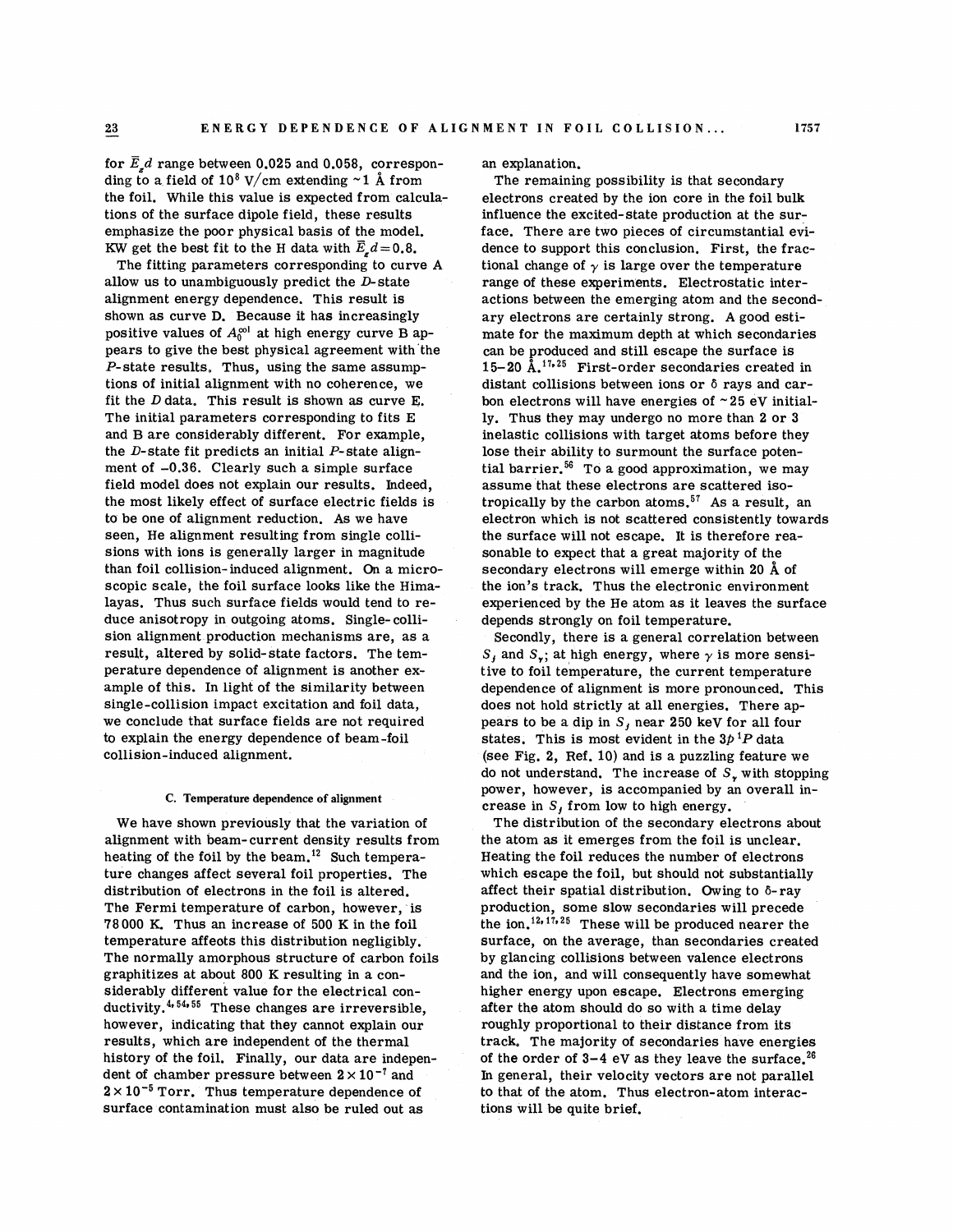for $\bar{E}_z d$ range between 0.025 and 0.058, corresponding to a field of $10^8$ V/cm extending ~1 Å from the foil. While this value is expected from calculations of the surface dipole field, these results emphasize the poor physical basis of the model. KW get the best fit to the H data with $\bar{E}_z d = 0.8$.

The fitting parameters corresponding to curve A allow us to unambiguously predict the $D$-state alignment energy dependence. This result is shown as curve D. Because it has increasingly positive values of $A_0^{col}$ at high energy curve B appears to give the best physical agreement with the $P$-state results. Thus, using the same assumptions of initial alignment with no coherence, we fit the $D$ data. This result is shown as curve E. The initial parameters corresponding to fits E and B are considerably different. For example, the $D$-state fit predicts an initial $P$-state alignment of −0.36. Clearly such a simple surface field model does not explain our results. Indeed, the most likely effect of surface electric fields is to be one of alignment reduction. As we have seen, He alignment resulting from single collisions with ions is generally larger in magnitude than foil collision-induced alignment. On a microscopic scale, the foil surface looks like the Himalayas. Thus such surface fields would tend to reduce anisotropy in outgoing atoms. Single-collision alignment production mechanisms are, as a result, altered by solid-state factors. The temperature dependence of alignment is another example of this. In light of the similarity between single-collision impact excitation and foil data, we conclude that surface fields are not required to explain the energy dependence of beam-foil collision-induced alignment.

### C. Temperature dependence of alignment

We have shown previously that the variation of alignment with beam-current density results from heating of the foil by the beam.[12] Such temperature changes affect several foil properties. The distribution of electrons in the foil is altered. The Fermi temperature of carbon, however, is 78 000 K. Thus an increase of 500 K in the foil temperature affects this distribution negligibly. The normally amorphous structure of carbon foils graphitizes at about 800 K resulting in a considerably different value for the electrical conductivity.[4,54,55] These changes are irreversible, however, indicating that they cannot explain our results, which are independent of the thermal history of the foil. Finally, our data are independent of chamber pressure between $2 \times 10^{-7}$ and $2 \times 10^{-5}$ Torr. Thus temperature dependence of surface contamination must also be ruled out as an explanation.

The remaining possibility is that secondary electrons created by the ion core in the foil bulk influence the excited-state production at the surface. There are two pieces of circumstantial evidence to support this conclusion. First, the fractional change of $\gamma$ is large over the temperature range of these experiments. Electrostatic interactions between the emerging atom and the secondary electrons are certainly strong. A good estimate for the maximum depth at which secondaries can be produced and still escape the surface is 15–20 Å.[17,25] First-order secondaries created in distant collisions between ions or $\delta$ rays and carbon electrons will have energies of ~25 eV initially. Thus they may undergo no more than 2 or 3 inelastic collisions with target atoms before they lose their ability to surmount the surface potential barrier.[56] To a good approximation, we may assume that these electrons are scattered isotropically by the carbon atoms.[57] As a result, an electron which is not scattered consistently towards the surface will not escape. It is therefore reasonable to expect that a great majority of the secondary electrons will emerge within 20 Å of the ion's track. Thus the electronic environment experienced by the He atom as it leaves the surface depends strongly on foil temperature.

Secondly, there is a general correlation between $S_j$ and $S_\gamma$; at high energy, where $\gamma$ is more sensitive to foil temperature, the current temperature dependence of alignment is more pronounced. This does not hold strictly at all energies. There appears to be a dip in $S_j$ near 250 keV for all four states. This is most evident in the $3p\,^1P$ data (see Fig. 2, Ref. 10) and is a puzzling feature we do not understand. The increase of $S_\gamma$ with stopping power, however, is accompanied by an overall increase in $S_j$ from low to high energy.

The distribution of the secondary electrons about the atom as it emerges from the foil is unclear. Heating the foil reduces the number of electrons which escape the foil, but should not substantially affect their spatial distribution. Owing to $\delta$-ray production, some slow secondaries will precede the ion.[12,17,25] These will be produced nearer the surface, on the average, than secondaries created by glancing collisions between valence electrons and the ion, and will consequently have somewhat higher energy upon escape. Electrons emerging after the atom should do so with a time delay roughly proportional to their distance from its track. The majority of secondaries have energies of the order of 3–4 eV as they leave the surface.[26] In general, their velocity vectors are not parallel to that of the atom. Thus electron-atom interactions will be quite brief.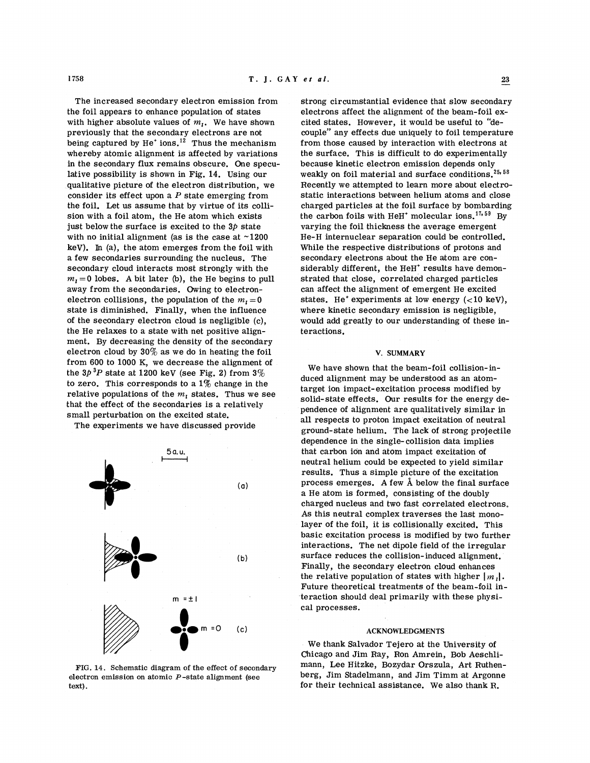The increased secondary electron emission from the foil appears to enhance population of states with higher absolute values of $m_l$. We have shown previously that the secondary electrons are not being captured by $He^+$ ions.[12] Thus the mechanism whereby atomic alignment is affected by variations in the secondary flux remains obscure. One speculative possibility is shown in Fig. 14. Using our qualitative picture of the electron distribution, we consider its effect upon a $P$ state emerging from the foil. Let us assume that by virtue of its collision with a foil atom, the He atom which exists just below the surface is excited to the $3p$ state with no initial alignment (as is the case at ~1200 keV). In (a), the atom emerges from the foil with a few secondaries surrounding the nucleus. The secondary cloud interacts most strongly with the $m_l = 0$ lobes. A bit later (b), the He begins to pull away from the secondaries. Owing to electron-electron collisions, the population of the $m_l = 0$ state is diminished. Finally, when the influence of the secondary electron cloud is negligible (c), the He relaxes to a state with net positive alignment. By decreasing the density of the secondary electron cloud by 30% as we do in heating the foil from 600 to 1000 K, we decrease the alignment of the $3p\,^3P$ state at 1200 keV (see Fig. 2) from 3% to zero. This corresponds to a 1% change in the relative populations of the $m_l$ states. Thus we see that the effect of the secondaries is a relatively small perturbation on the excited state.

The experiments we have discussed provide strong circumstantial evidence that slow secondary electrons affect the alignment of the beam-foil excited states. However, it would be useful to "decouple" any effects due uniquely to foil temperature from those caused by interaction with electrons at the surface. This is difficult to do experimentally because kinetic electron emission depends only weakly on foil material and surface conditions.[25,58] Recently we attempted to learn more about electrostatic interactions between helium atoms and close charged particles at the foil surface by bombarding the carbon foils with $HeH^+$ molecular ions.[17,59] By varying the foil thickness the average emergent He-H internuclear separation could be controlled. While the respective distributions of protons and secondary electrons about the He atom are considerably different, the $HeH^+$ results have demonstrated that close, correlated charged particles can affect the alignment of emergent He excited states. $He^+$ experiments at low energy (<10 keV), where kinetic secondary emission is negligible, would add greatly to our understanding of these interactions.

FIG. 14. Schematic diagram of the effect of secondary electron emission on atomic $P$-state alignment (see text).

## V. SUMMARY

We have shown that the beam-foil collision-induced alignment may be understood as an atom-target ion impact-excitation process modified by solid-state effects. Our results for the energy dependence of alignment are qualitatively similar in all respects to proton impact excitation of neutral ground-state helium. The lack of strong projectile dependence in the single-collision data implies that carbon ion and atom impact excitation of neutral helium could be expected to yield similar results. Thus a simple picture of the excitation process emerges. A few Å below the final surface a He atom is formed, consisting of the doubly charged nucleus and two fast correlated electrons. As this neutral complex traverses the last monolayer of the foil, it is collisionally excited. This basic excitation process is modified by two further interactions. The net dipole field of the irregular surface reduces the collision-induced alignment. Finally, the secondary electron cloud enhances the relative population of states with higher $|m_l|$. Future theoretical treatments of the beam-foil interaction should deal primarily with these physical processes.

## ACKNOWLEDGMENTS

We thank Salvador Tejero at the University of Chicago and Jim Ray, Ron Amrein, Bob Aeschlimann, Lee Hitzke, Bozydar Orszula, Art Ruthenberg, Jim Stadelmann, and Jim Timm at Argonne for their technical assistance. We also thank R.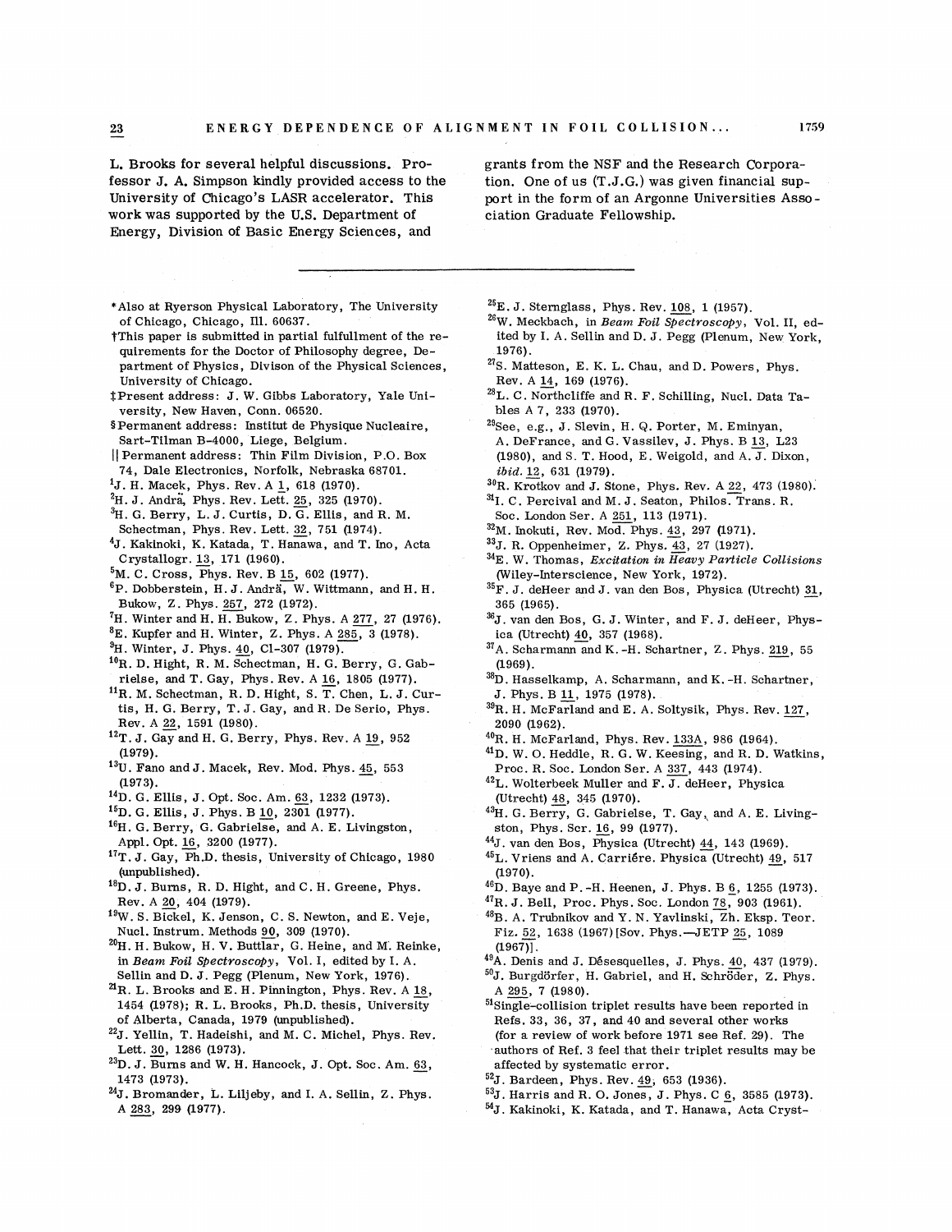L. Brooks for several helpful discussions. Professor J. A. Simpson kindly provided access to the University of Chicago's LASR accelerator. This work was supported by the U.S. Department of Energy, Division of Basic Energy Sciences, and grants from the NSF and the Research Corporation. One of us (T.J.G.) was given financial support in the form of an Argonne Universities Association Graduate Fellowship.

---

*Also at Ryerson Physical Laboratory, The University of Chicago, Chicago, Ill. 60637.

†This paper is submitted in partial fulfullment of the requirements for the Doctor of Philosophy degree, Department of Physics, Divison of the Physical Sciences, University of Chicago.

‡Present address: J. W. Gibbs Laboratory, Yale University, New Haven, Conn. 06520.

§Permanent address: Institut de Physique Nucleaire, Sart-Tilman B-4000, Liege, Belgium.

‖Permanent address: Thin Film Division, P.O. Box 74, Dale Electronics, Norfolk, Nebraska 68701.

[1]J. H. Macek, Phys. Rev. A 1, 618 (1970).

[2]H. J. Andrä, Phys. Rev. Lett. 25, 325 (1970).

[3]H. G. Berry, L. J. Curtis, D. G. Ellis, and R. M. Schectman, Phys. Rev. Lett. 32, 751 (1974).

[4]J. Kakinoki, K. Katada, T. Hanawa, and T. Ino, Acta Crystallogr. 13, 171 (1960).

[5]M. C. Cross, Phys. Rev. B 15, 602 (1977).

[6]P. Dobberstein, H. J. Andrä, W. Wittmann, and H. H. Bukow, Z. Phys. 257, 272 (1972).

[7]H. Winter and H. H. Bukow, Z. Phys. A 277, 27 (1976).

[8]E. Kupfer and H. Winter, Z. Phys. A 285, 3 (1978).

[9]H. Winter, J. Phys. 40, C1-307 (1979).

[10]R. D. Hight, R. M. Schectman, H. G. Berry, G. Gabrielse, and T. Gay, Phys. Rev. A 16, 1805 (1977).

[11]R. M. Schectman, R. D. Hight, S. T. Chen, L. J. Curtis, H. G. Berry, T. J. Gay, and R. De Serio, Phys. Rev. A 22, 1591 (1980).

[12]T. J. Gay and H. G. Berry, Phys. Rev. A 19, 952 (1979).

[13]U. Fano and J. Macek, Rev. Mod. Phys. 45, 553 (1973).

[14]D. G. Ellis, J. Opt. Soc. Am. 63, 1232 (1973).

[15]D. G. Ellis, J. Phys. B 10, 2301 (1977).

[16]H. G. Berry, G. Gabrielse, and A. E. Livingston, Appl. Opt. 16, 3200 (1977).

[17]T. J. Gay, Ph.D. thesis, University of Chicago, 1980 (unpublished).

[18]D. J. Burns, R. D. Hight, and C. H. Greene, Phys. Rev. A 20, 404 (1979).

[19]W. S. Bickel, K. Jenson, C. S. Newton, and E. Veje, Nucl. Instrum. Methods 90, 309 (1970).

[20]H. H. Bukow, H. V. Buttlar, G. Heine, and M. Reinke, in *Beam Foil Spectroscopy*, Vol. I, edited by I. A. Sellin and D. J. Pegg (Plenum, New York, 1976).

[21]R. L. Brooks and E. H. Pinnington, Phys. Rev. A 18, 1454 (1978); R. L. Brooks, Ph.D. thesis, University of Alberta, Canada, 1979 (unpublished).

[22]J. Yellin, T. Hadeishi, and M. C. Michel, Phys. Rev. Lett. 30, 1286 (1973).

[23]D. J. Burns and W. H. Hancock, J. Opt. Soc. Am. 63, 1473 (1973).

[24]J. Bromander, L. Liljeby, and I. A. Sellin, Z. Phys. A 283, 299 (1977).

[25]E. J. Sternglass, Phys. Rev. 108, 1 (1957).

[26]W. Meckbach, in *Beam Foil Spectroscopy*, Vol. II, edited by I. A. Sellin and D. J. Pegg (Plenum, New York, 1976).

[27]S. Matteson, E. K. L. Chau, and D. Powers, Phys. Rev. A 14, 169 (1976).

[28]L. C. Northcliffe and R. F. Schilling, Nucl. Data Tables A 7, 233 (1970).

[29]See, e.g., J. Slevin, H. Q. Porter, M. Eminyan, A. DeFrance, and G. Vassilev, J. Phys. B 13, L23 (1980), and S. T. Hood, E. Weigold, and A. J. Dixon, *ibid.* 12, 631 (1979).

[30]R. Krotkov and J. Stone, Phys. Rev. A 22, 473 (1980).

[31]I. C. Percival and M. J. Seaton, Philos. Trans. R. Soc. London Ser. A 251, 113 (1971).

[32]M. Inokuti, Rev. Mod. Phys. 43, 297 (1971).

[33]J. R. Oppenheimer, Z. Phys. 43, 27 (1927).

[34]E. W. Thomas, *Excitation in Heavy Particle Collisions* (Wiley-Interscience, New York, 1972).

[35]F. J. deHeer and J. van den Bos, Physica (Utrecht) 31, 365 (1965).

[36]J. van den Bos, G. J. Winter, and F. J. deHeer, Physica (Utrecht) 40, 357 (1968).

[37]A. Scharmann and K.-H. Schartner, Z. Phys. 219, 55 (1969).

[38]D. Hasselkamp, A. Scharmann, and K.-H. Schartner, J. Phys. B 11, 1975 (1978).

[39]R. H. McFarland and E. A. Soltysik, Phys. Rev. 127, 2090 (1962).

[40]R. H. McFarland, Phys. Rev. 133A, 986 (1964).

[41]D. W. O. Heddle, R. G. W. Keesing, and R. D. Watkins, Proc. R. Soc. London Ser. A 337, 443 (1974).

[42]L. Wolterbeek Muller and F. J. deHeer, Physica (Utrecht) 48, 345 (1970).

[43]H. G. Berry, G. Gabrielse, T. Gay, and A. E. Livingston, Phys. Scr. 16, 99 (1977).

[44]J. van den Bos, Physica (Utrecht) 44, 143 (1969).

[45]L. Vriens and A. Carrière. Physica (Utrecht) 49, 517 (1970).

[46]D. Baye and P.-H. Heenen, J. Phys. B 6, 1255 (1973).

[47]R. J. Bell, Proc. Phys. Soc. London 78, 903 (1961).

[48]B. A. Trubnikov and Y. N. Yavlinski, Zh. Eksp. Teor. Fiz. 52, 1638 (1967) [Sov. Phys.—JETP 25, 1089 (1967)].

[49]A. Denis and J. Désesquelles, J. Phys. 40, 437 (1979).

[50]J. Burgdörfer, H. Gabriel, and H. Schröder, Z. Phys. A 295, 7 (1980).

[51]Single-collision triplet results have been reported in Refs. 33, 36, 37, and 40 and several other works (for a review of work before 1971 see Ref. 29). The authors of Ref. 3 feel that their triplet results may be affected by systematic error.

[52]J. Bardeen, Phys. Rev. 49, 653 (1936).

[53]J. Harris and R. O. Jones, J. Phys. C 6, 3585 (1973).

[54]J. Kakinoki, K. Katada, and T. Hanawa, Acta Cryst-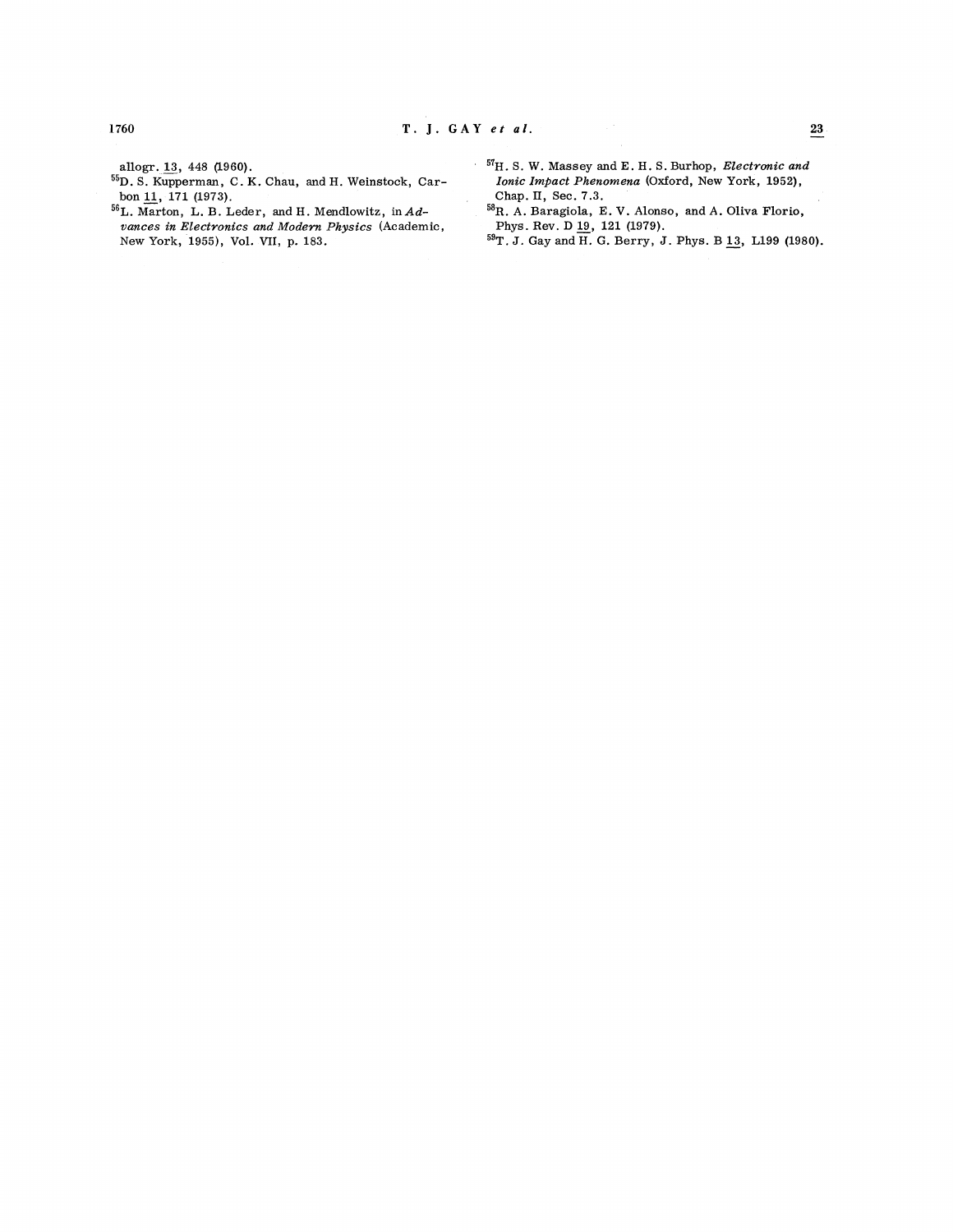allogr. 13, 448 (1960).

[55]D. S. Kupperman, C. K. Chau, and H. Weinstock, Carbon 11, 171 (1973).

[56]L. Marton, L. B. Leder, and H. Mendlowitz, in *Advances in Electronics and Modern Physics* (Academic, New York, 1955), Vol. VII, p. 183.

[57]H. S. W. Massey and E. H. S. Burhop, *Electronic and Ionic Impact Phenomena* (Oxford, New York, 1952), Chap. II, Sec. 7.3.

[58]R. A. Baragiola, E. V. Alonso, and A. Oliva Florio, Phys. Rev. D 19, 121 (1979).

[59]T. J. Gay and H. G. Berry, J. Phys. B 13, L199 (1980).